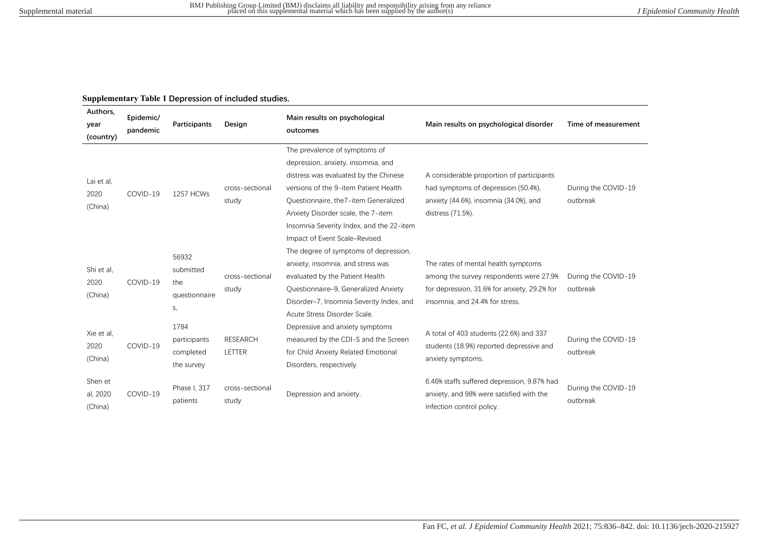**Supplementary Table 1** Depression of included studies.

| Authors, year (country) | Epidemic/ pandemic | Participants | Design | Main results on psychological outcomes | Main results on psychological disorder | Time of measurement |
|---|---|---|---|---|---|---|
| Lai et al, 2020 (China) | COVID-19 | 1257 HCWs | cross-sectional study | The prevalence of symptoms of depression, anxiety, insomnia, and distress was evaluated by the Chinese versions of the 9-item Patient Health Questionnaire, the7-item Generalized Anxiety Disorder scale, the 7-item Insomnia Severity Index, and the 22-item Impact of Event Scale–Revised. | A considerable proportion of participants had symptoms of depression (50.4%), anxiety (44.6%), insomnia (34.0%), and distress (71.5%). | During the COVID-19 outbreak |
| Shi et al, 2020 (China) | COVID-19 | 56932 submitted the questionnaires, | cross-sectional study | The degree of symptoms of depression, anxiety, insomnia, and stress was evaluated by the Patient Health Questionnaire–9, Generalized Anxiety Disorder–7, Insomnia Severity Index, and Acute Stress Disorder Scale. | The rates of mental health symptoms among the survey respondents were 27.9% for depression, 31.6% for anxiety, 29.2% for insomnia, and 24.4% for stress. | During the COVID-19 outbreak |
| Xie et al, 2020 (China) | COVID-19 | 1784 participants completed the survey | RESEARCH LETTER | Depressive and anxiety symptoms measured by the CDI-S and the Screen for Child Anxiety Related Emotional Disorders, respectively. | A total of 403 students (22.6%) and 337 students (18.9%) reported depressive and anxiety symptoms. | During the COVID-19 outbreak |
| Shen et al, 2020 (China) | COVID-19 | Phase I, 317 patients | cross-sectional study | Depression and anxiety. | 6.46% staffs suffered depression, 9.87% had anxiety, and 98% were satisfied with the infection control policy. | During the COVID-19 outbreak |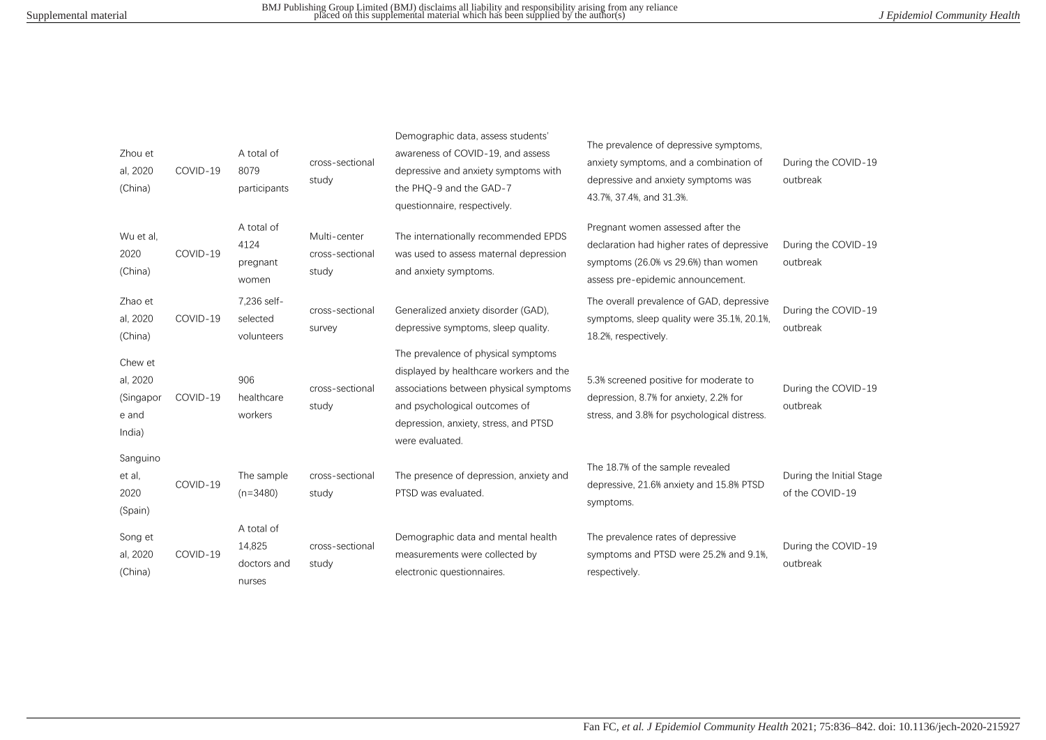| | | | | | | |
|---|---|---|---|---|---|---|
| Zhou et al, 2020 (China) | COVID-19 | A total of 8079 participants | cross-sectional study | Demographic data, assess students' awareness of COVID-19, and assess depressive and anxiety symptoms with the PHQ-9 and the GAD-7 questionnaire, respectively. | The prevalence of depressive symptoms, anxiety symptoms, and a combination of depressive and anxiety symptoms was 43.7%, 37.4%, and 31.3%. | During the COVID-19 outbreak |
| Wu et al, 2020 (China) | COVID-19 | A total of 4124 pregnant women | Multi-center cross-sectional study | The internationally recommended EPDS was used to assess maternal depression and anxiety symptoms. | Pregnant women assessed after the declaration had higher rates of depressive symptoms (26.0% vs 29.6%) than women assess pre-epidemic announcement. | During the COVID-19 outbreak |
| Zhao et al, 2020 (China) | COVID-19 | 7,236 self-selected volunteers | cross-sectional survey | Generalized anxiety disorder (GAD), depressive symptoms, sleep quality. | The overall prevalence of GAD, depressive symptoms, sleep quality were 35.1%, 20.1%, 18.2%, respectively. | During the COVID-19 outbreak |
| Chew et al, 2020 (Singapore and India) | COVID-19 | 906 healthcare workers | cross-sectional study | The prevalence of physical symptoms displayed by healthcare workers and the associations between physical symptoms and psychological outcomes of depression, anxiety, stress, and PTSD were evaluated. | 5.3% screened positive for moderate to depression, 8.7% for anxiety, 2.2% for stress, and 3.8% for psychological distress. | During the COVID-19 outbreak |
| Sanguino et al, 2020 (Spain) | COVID-19 | The sample (n=3480) | cross-sectional study | The presence of depression, anxiety and PTSD was evaluated. | The 18.7% of the sample revealed depressive, 21.6% anxiety and 15.8% PTSD symptoms. | During the Initial Stage of the COVID-19 |
| Song et al, 2020 (China) | COVID-19 | A total of 14,825 doctors and nurses | cross-sectional study | Demographic data and mental health measurements were collected by electronic questionnaires. | The prevalence rates of depressive symptoms and PTSD were 25.2% and 9.1%, respectively. | During the COVID-19 outbreak |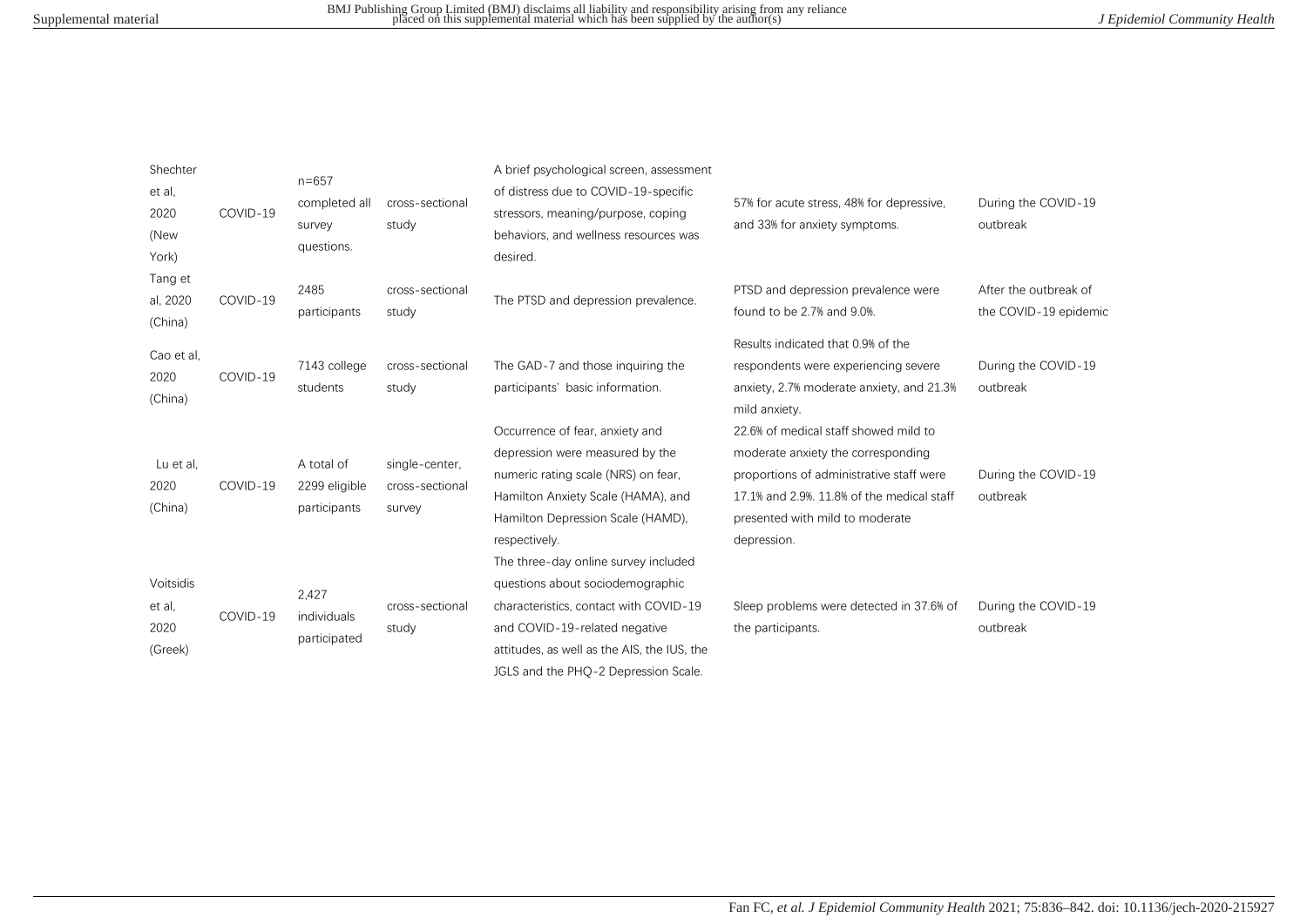| | | | | | | |
|---|---|---|---|---|---|---|
| Shechter et al, 2020 (New York) | COVID-19 | n=657 completed all survey questions. | cross-sectional study | A brief psychological screen, assessment of distress due to COVID-19-specific stressors, meaning/purpose, coping behaviors, and wellness resources was desired. | 57% for acute stress, 48% for depressive, and 33% for anxiety symptoms. | During the COVID-19 outbreak |
| Tang et al, 2020 (China) | COVID-19 | 2485 participants | cross-sectional study | The PTSD and depression prevalence. | PTSD and depression prevalence were found to be 2.7% and 9.0%. | After the outbreak of the COVID-19 epidemic |
| Cao et al, 2020 (China) | COVID-19 | 7143 college students | cross-sectional study | The GAD-7 and those inquiring the participants' basic information. | Results indicated that 0.9% of the respondents were experiencing severe anxiety, 2.7% moderate anxiety, and 21.3% mild anxiety. | During the COVID-19 outbreak |
| Lu et al, 2020 (China) | COVID-19 | A total of 2299 eligible participants | single-center, cross-sectional survey | Occurrence of fear, anxiety and depression were measured by the numeric rating scale (NRS) on fear, Hamilton Anxiety Scale (HAMA), and Hamilton Depression Scale (HAMD), respectively. | 22.6% of medical staff showed mild to moderate anxiety the corresponding proportions of administrative staff were 17.1% and 2.9%. 11.8% of the medical staff presented with mild to moderate depression. | During the COVID-19 outbreak |
| Voitsidis et al, 2020 (Greek) | COVID-19 | 2,427 individuals participated | cross-sectional study | The three-day online survey included questions about sociodemographic characteristics, contact with COVID-19 and COVID-19-related negative attitudes, as well as the AIS, the IUS, the JGLS and the PHQ-2 Depression Scale. | Sleep problems were detected in 37.6% of the participants. | During the COVID-19 outbreak |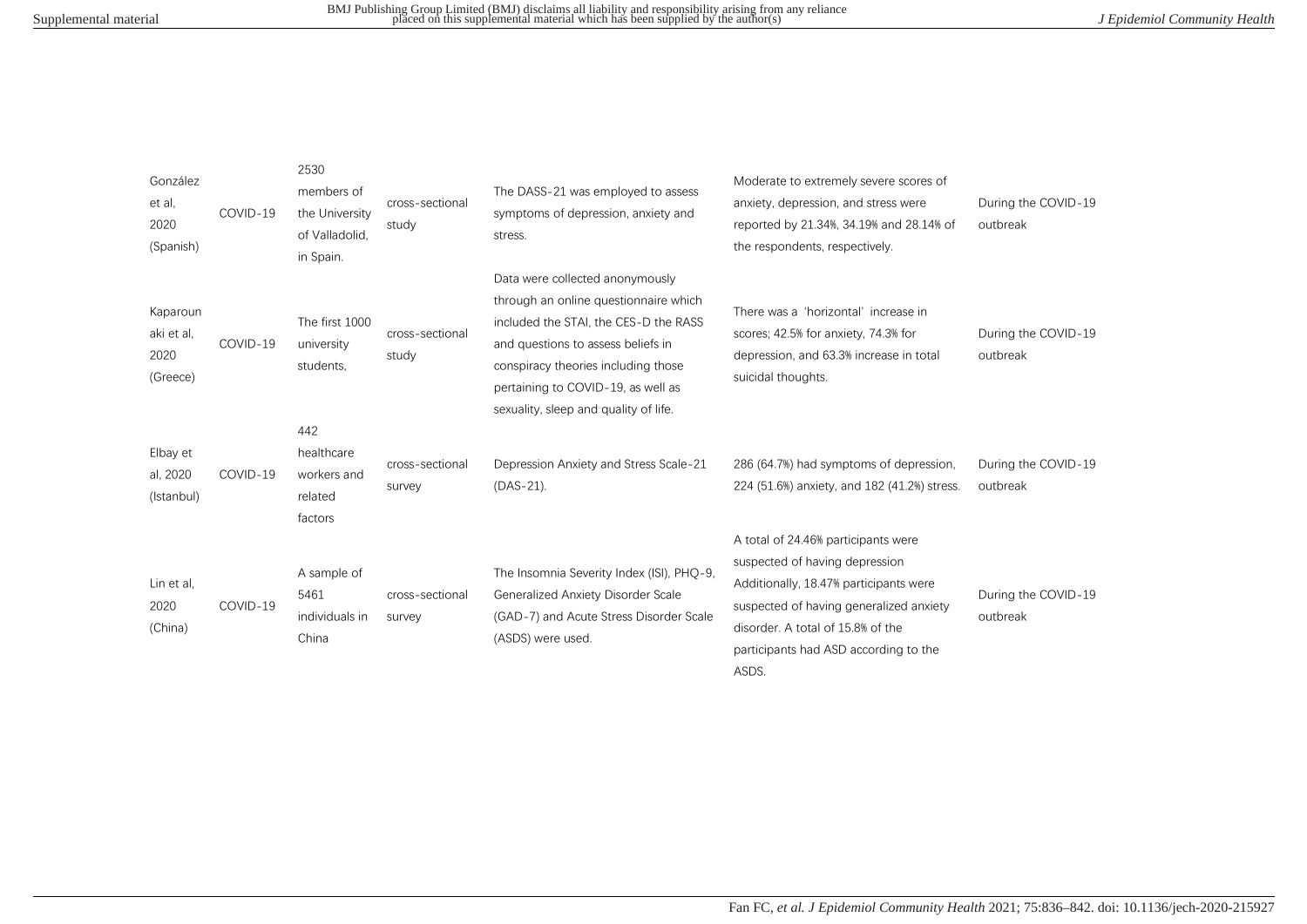| | | | | | | |
|---|---|---|---|---|---|---|
| González et al, 2020 (Spanish) | COVID-19 | 2530 members of the University of Valladolid, in Spain. | cross-sectional study | The DASS-21 was employed to assess symptoms of depression, anxiety and stress. | Moderate to extremely severe scores of anxiety, depression, and stress were reported by 21.34%, 34.19% and 28.14% of the respondents, respectively. | During the COVID-19 outbreak |
| Kaparounaki et al, 2020 (Greece) | COVID-19 | The first 1000 university students, | cross-sectional study | Data were collected anonymously through an online questionnaire which included the STAI, the CES-D the RASS and questions to assess beliefs in conspiracy theories including those pertaining to COVID-19, as well as sexuality, sleep and quality of life. | There was a 'horizontal' increase in scores; 42.5% for anxiety, 74.3% for depression, and 63.3% increase in total suicidal thoughts. | During the COVID-19 outbreak |
| Elbay et al, 2020 (Istanbul) | COVID-19 | 442 healthcare workers and related factors | cross-sectional survey | Depression Anxiety and Stress Scale-21 (DAS-21). | 286 (64.7%) had symptoms of depression, 224 (51.6%) anxiety, and 182 (41.2%) stress. | During the COVID-19 outbreak |
| Lin et al, 2020 (China) | COVID-19 | A sample of 5461 individuals in China | cross-sectional survey | The Insomnia Severity Index (ISI), PHQ-9, Generalized Anxiety Disorder Scale (GAD-7) and Acute Stress Disorder Scale (ASDS) were used. | A total of 24.46% participants were suspected of having depression Additionally, 18.47% participants were suspected of having generalized anxiety disorder. A total of 15.8% of the participants had ASD according to the ASDS. | During the COVID-19 outbreak |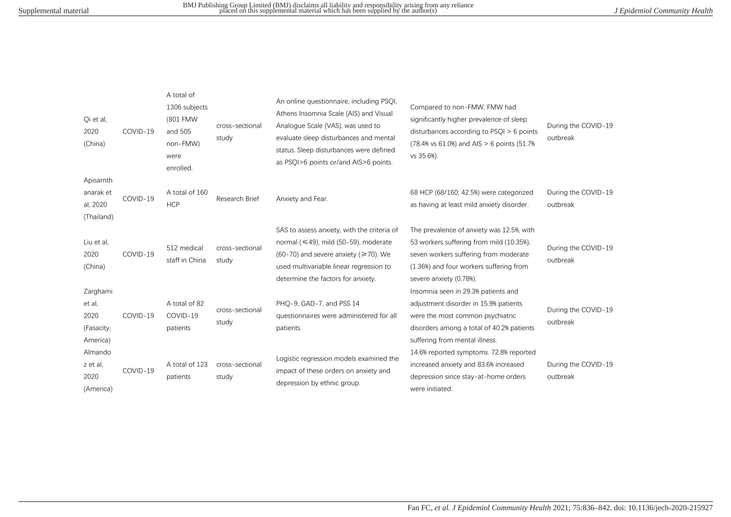| | | | | | | |
|---|---|---|---|---|---|---|
| Qi et al, 2020 (China) | COVID-19 | A total of 1306 subjects (801 FMW and 505 non-FMW) were enrolled. | cross-sectional study | An online questionnaire, including PSQI, Athens Insomnia Scale (AIS) and Visual Analogue Scale (VAS), was used to evaluate sleep disturbances and mental status. Sleep disturbances were defined as PSQI>6 points or/and AIS>6 points. | Compared to non-FMW, FMW had significantly higher prevalence of sleep disturbances according to PSQI > 6 points (78.4% vs 61.0%) and AIS > 6 points (51.7% vs 35.6%). | During the COVID-19 outbreak |
| Apisarnthanarak et al, 2020 (Thailand) | COVID-19 | A total of 160 HCP | Research Brief | Anxiety and Fear. | 68 HCP (68/160; 42.5%) were categorized as having at least mild anxiety disorder. | During the COVID-19 outbreak |
| Liu et al, 2020 (China) | COVID-19 | 512 medical staff in China | cross-sectional study | SAS to assess anxiety, with the criteria of normal (≤49), mild (50-59), moderate (60-70) and severe anxiety (≥70). We used multivariable linear regression to determine the factors for anxiety. | The prevalence of anxiety was 12.5%, with 53 workers suffering from mild (10.35%), seven workers suffering from moderate (1.36%) and four workers suffering from severe anxiety (0.78%). | During the COVID-19 outbreak |
| Zarghami et al, 2020 (Fasacity, America) | COVID-19 | A total of 82 COVID-19 patients | cross-sectional study | PHQ-9, GAD-7, and PSS 14 questionnaires were administered for all patients. | Insomnia seen in 29.3% patients and adjustment disorder in 15.9% patients were the most common psychiatric disorders among a total of 40.2% patients suffering from mental illness. | During the COVID-19 outbreak |
| Almandoz et al, 2020 (America) | COVID-19 | A total of 123 patients | cross-sectional study | Logistic regression models examined the impact of these orders on anxiety and depression by ethnic group. | 14.6% reported symptoms. 72.8% reported increased anxiety and 83.6% increased depression since stay-at-home orders were initiated. | During the COVID-19 outbreak |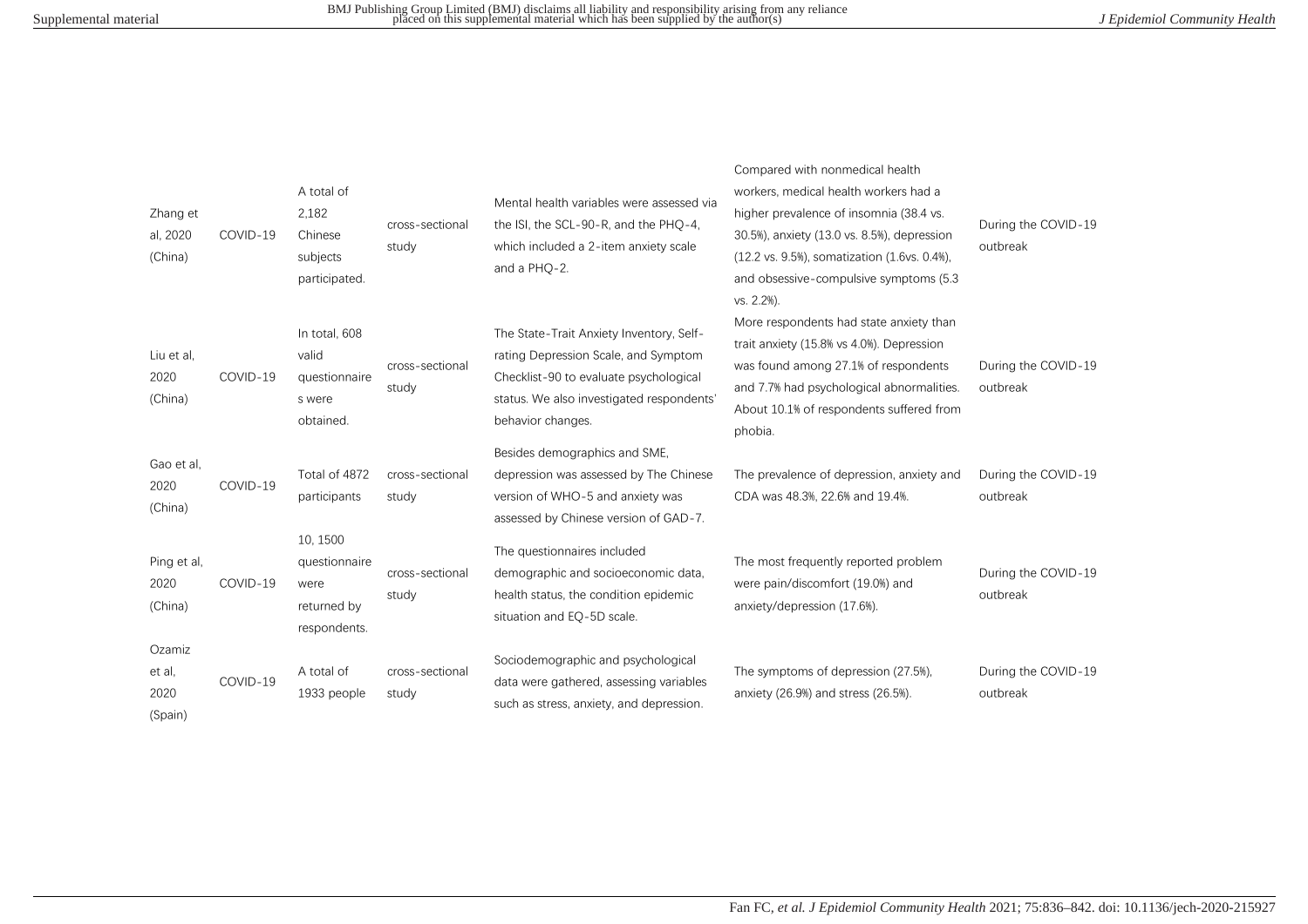| | | | | | | |
|---|---|---|---|---|---|---|
| Zhang et al, 2020 (China) | COVID-19 | A total of 2,182 Chinese subjects participated. | cross-sectional study | Mental health variables were assessed via the ISI, the SCL-90-R, and the PHQ-4, which included a 2-item anxiety scale and a PHQ-2. | Compared with nonmedical health workers, medical health workers had a higher prevalence of insomnia (38.4 vs. 30.5%), anxiety (13.0 vs. 8.5%), depression (12.2 vs. 9.5%), somatization (1.6vs. 0.4%), and obsessive-compulsive symptoms (5.3 vs. 2.2%). | During the COVID-19 outbreak |
| Liu et al, 2020 (China) | COVID-19 | In total, 608 valid questionnaires were obtained. | cross-sectional study | The State-Trait Anxiety Inventory, Self-rating Depression Scale, and Symptom Checklist-90 to evaluate psychological status. We also investigated respondents' behavior changes. | More respondents had state anxiety than trait anxiety (15.8% vs 4.0%). Depression was found among 27.1% of respondents and 7.7% had psychological abnormalities. About 10.1% of respondents suffered from phobia. | During the COVID-19 outbreak |
| Gao et al, 2020 (China) | COVID-19 | Total of 4872 participants | cross-sectional study | Besides demographics and SME, depression was assessed by The Chinese version of WHO-5 and anxiety was assessed by Chinese version of GAD-7. | The prevalence of depression, anxiety and CDA was 48.3%, 22.6% and 19.4%. | During the COVID-19 outbreak |
| Ping et al, 2020 (China) | COVID-19 | 10, 1500 questionnaire were returned by respondents. | cross-sectional study | The questionnaires included demographic and socioeconomic data, health status, the condition epidemic situation and EQ-5D scale. | The most frequently reported problem were pain/discomfort (19.0%) and anxiety/depression (17.6%). | During the COVID-19 outbreak |
| Ozamiz et al, 2020 (Spain) | COVID-19 | A total of 1933 people | cross-sectional study | Sociodemographic and psychological data were gathered, assessing variables such as stress, anxiety, and depression. | The symptoms of depression (27.5%), anxiety (26.9%) and stress (26.5%). | During the COVID-19 outbreak |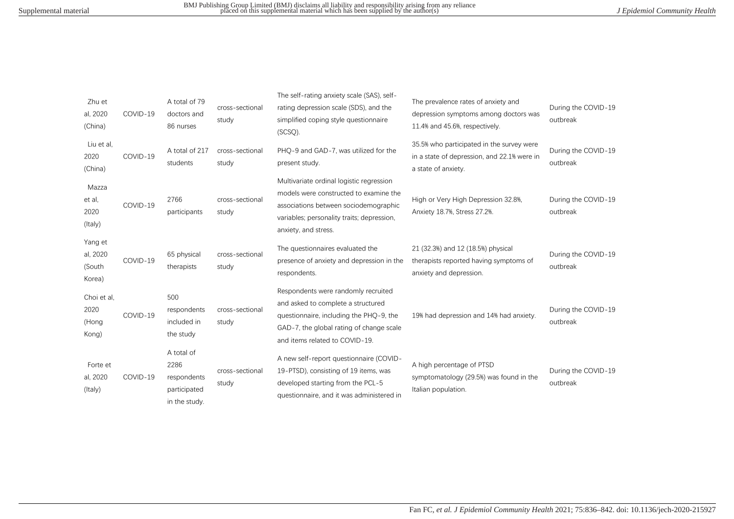| | | | | | | |
|---|---|---|---|---|---|---|
| Zhu et al, 2020 (China) | COVID-19 | A total of 79 doctors and 86 nurses | cross-sectional study | The self-rating anxiety scale (SAS), self-rating depression scale (SDS), and the simplified coping style questionnaire (SCSQ). | The prevalence rates of anxiety and depression symptoms among doctors was 11.4% and 45.6%, respectively. | During the COVID-19 outbreak |
| Liu et al, 2020 (China) | COVID-19 | A total of 217 students | cross-sectional study | PHQ-9 and GAD-7, was utilized for the present study. | 35.5% who participated in the survey were in a state of depression, and 22.1% were in a state of anxiety. | During the COVID-19 outbreak |
| Mazza et al, 2020 (Italy) | COVID-19 | 2766 participants | cross-sectional study | Multivariate ordinal logistic regression models were constructed to examine the associations between sociodemographic variables; personality traits; depression, anxiety, and stress. | High or Very High Depression 32.8%, Anxiety 18.7%, Stress 27.2%. | During the COVID-19 outbreak |
| Yang et al, 2020 (South Korea) | COVID-19 | 65 physical therapists | cross-sectional study | The questionnaires evaluated the presence of anxiety and depression in the respondents. | 21 (32.3%) and 12 (18.5%) physical therapists reported having symptoms of anxiety and depression. | During the COVID-19 outbreak |
| Choi et al, 2020 (Hong Kong) | COVID-19 | 500 respondents included in the study | cross-sectional study | Respondents were randomly recruited and asked to complete a structured questionnaire, including the PHQ-9, the GAD-7, the global rating of change scale and items related to COVID-19. | 19% had depression and 14% had anxiety. | During the COVID-19 outbreak |
| Forte et al, 2020 (Italy) | COVID-19 | A total of 2286 respondents participated in the study. | cross-sectional study | A new self-report questionnaire (COVID-19-PTSD), consisting of 19 items, was developed starting from the PCL-5 questionnaire, and it was administered in | A high percentage of PTSD symptomatology (29.5%) was found in the Italian population. | During the COVID-19 outbreak |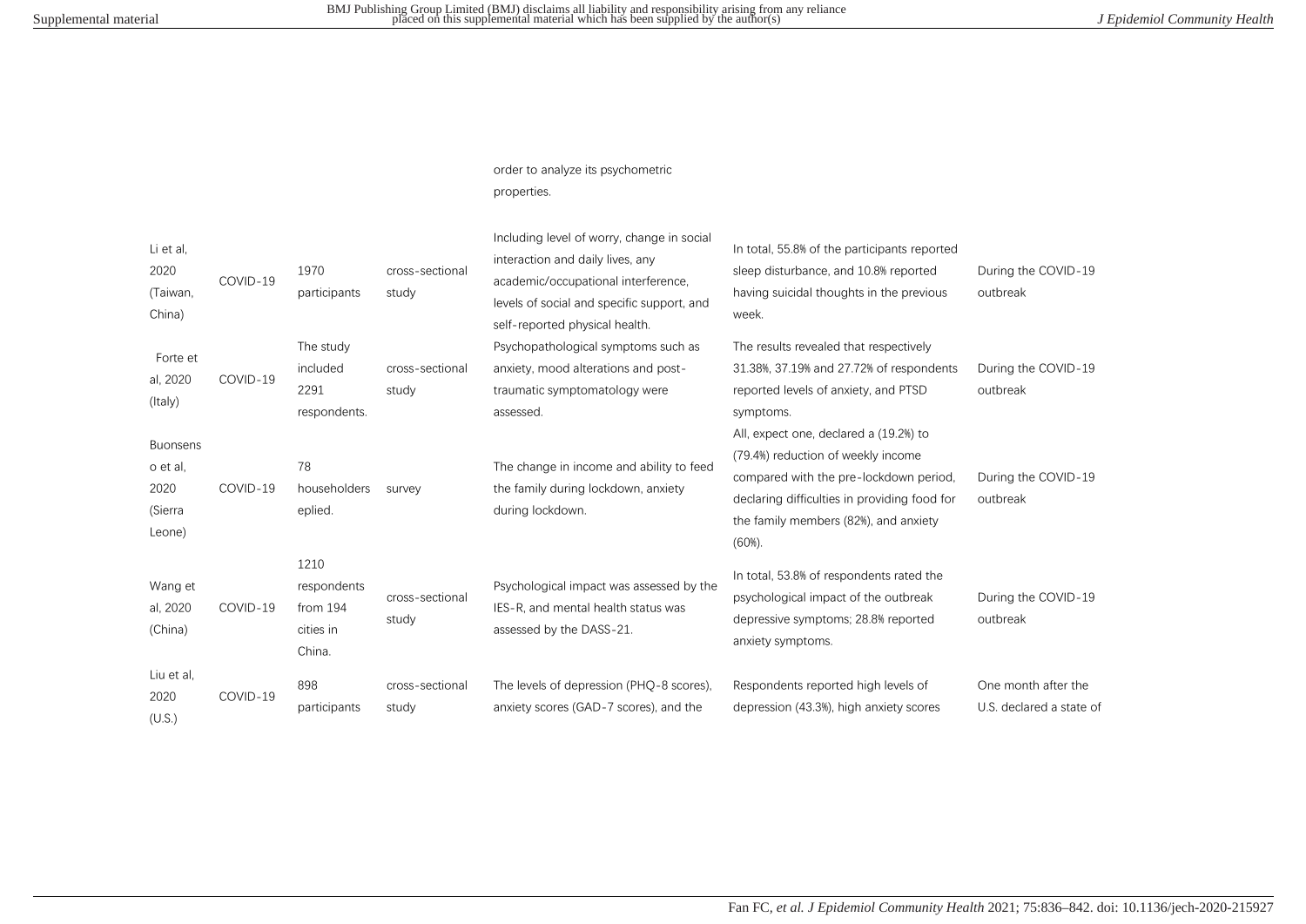| | | | | | | |
|---|---|---|---|---|---|---|
| | | | | order to analyze its psychometric properties. | | |
| Li et al, 2020 (Taiwan, China) | COVID-19 | 1970 participants | cross-sectional study | Including level of worry, change in social interaction and daily lives, any academic/occupational interference, levels of social and specific support, and self-reported physical health. | In total, 55.8% of the participants reported sleep disturbance, and 10.8% reported having suicidal thoughts in the previous week. | During the COVID-19 outbreak |
| Forte et al, 2020 (Italy) | COVID-19 | The study included 2291 respondents. | cross-sectional study | Psychopathological symptoms such as anxiety, mood alterations and post-traumatic symptomatology were assessed. | The results revealed that respectively 31.38%, 37.19% and 27.72% of respondents reported levels of anxiety, and PTSD symptoms. | During the COVID-19 outbreak |
| Buonsenso et al, 2020 (Sierra Leone) | COVID-19 | 78 householders eplied. | survey | The change in income and ability to feed the family during lockdown, anxiety during lockdown. | All, expect one, declared a (19.2%) to (79.4%) reduction of weekly income compared with the pre-lockdown period, declaring difficulties in providing food for the family members (82%), and anxiety (60%). | During the COVID-19 outbreak |
| Wang et al, 2020 (China) | COVID-19 | 1210 respondents from 194 cities in China. | cross-sectional study | Psychological impact was assessed by the IES-R, and mental health status was assessed by the DASS-21. | In total, 53.8% of respondents rated the psychological impact of the outbreak depressive symptoms; 28.8% reported anxiety symptoms. | During the COVID-19 outbreak |
| Liu et al, 2020 (U.S.) | COVID-19 | 898 participants | cross-sectional study | The levels of depression (PHQ-8 scores), anxiety scores (GAD-7 scores), and the | Respondents reported high levels of depression (43.3%), high anxiety scores | One month after the U.S. declared a state of |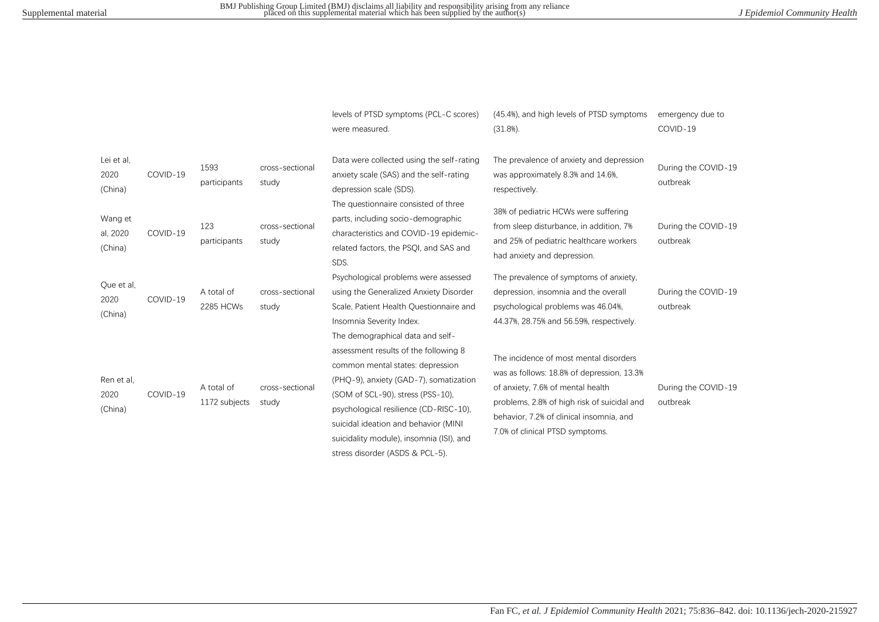| | | | | | | |
|---|---|---|---|---|---|---|
| | | | | levels of PTSD symptoms (PCL-C scores) were measured. | (45.4%), and high levels of PTSD symptoms (31.8%). | emergency due to COVID-19 |
| Lei et al, 2020 (China) | COVID-19 | 1593 participants | cross-sectional study | Data were collected using the self-rating anxiety scale (SAS) and the self-rating depression scale (SDS). | The prevalence of anxiety and depression was approximately 8.3% and 14.6%, respectively. | During the COVID-19 outbreak |
| Wang et al, 2020 (China) | COVID-19 | 123 participants | cross-sectional study | The questionnaire consisted of three parts, including socio-demographic characteristics and COVID-19 epidemic-related factors, the PSQI, and SAS and SDS. | 38% of pediatric HCWs were suffering from sleep disturbance, in addition, 7% and 25% of pediatric healthcare workers had anxiety and depression. | During the COVID-19 outbreak |
| Que et al, 2020 (China) | COVID-19 | A total of 2285 HCWs | cross-sectional study | Psychological problems were assessed using the Generalized Anxiety Disorder Scale, Patient Health Questionnaire and Insomnia Severity Index. | The prevalence of symptoms of anxiety, depression, insomnia and the overall psychological problems was 46.04%, 44.37%, 28.75% and 56.59%, respectively. | During the COVID-19 outbreak |
| Ren et al, 2020 (China) | COVID-19 | A total of 1172 subjects | cross-sectional study | The demographical data and self-assessment results of the following 8 common mental states: depression (PHQ-9), anxiety (GAD-7), somatization (SOM of SCL-90), stress (PSS-10), psychological resilience (CD-RISC-10), suicidal ideation and behavior (MINI suicidality module), insomnia (ISI), and stress disorder (ASDS & PCL-5). | The incidence of most mental disorders was as follows: 18.8% of depression, 13.3% of anxiety, 7.6% of mental health problems, 2.8% of high risk of suicidal and behavior, 7.2% of clinical insomnia, and 7.0% of clinical PTSD symptoms. | During the COVID-19 outbreak |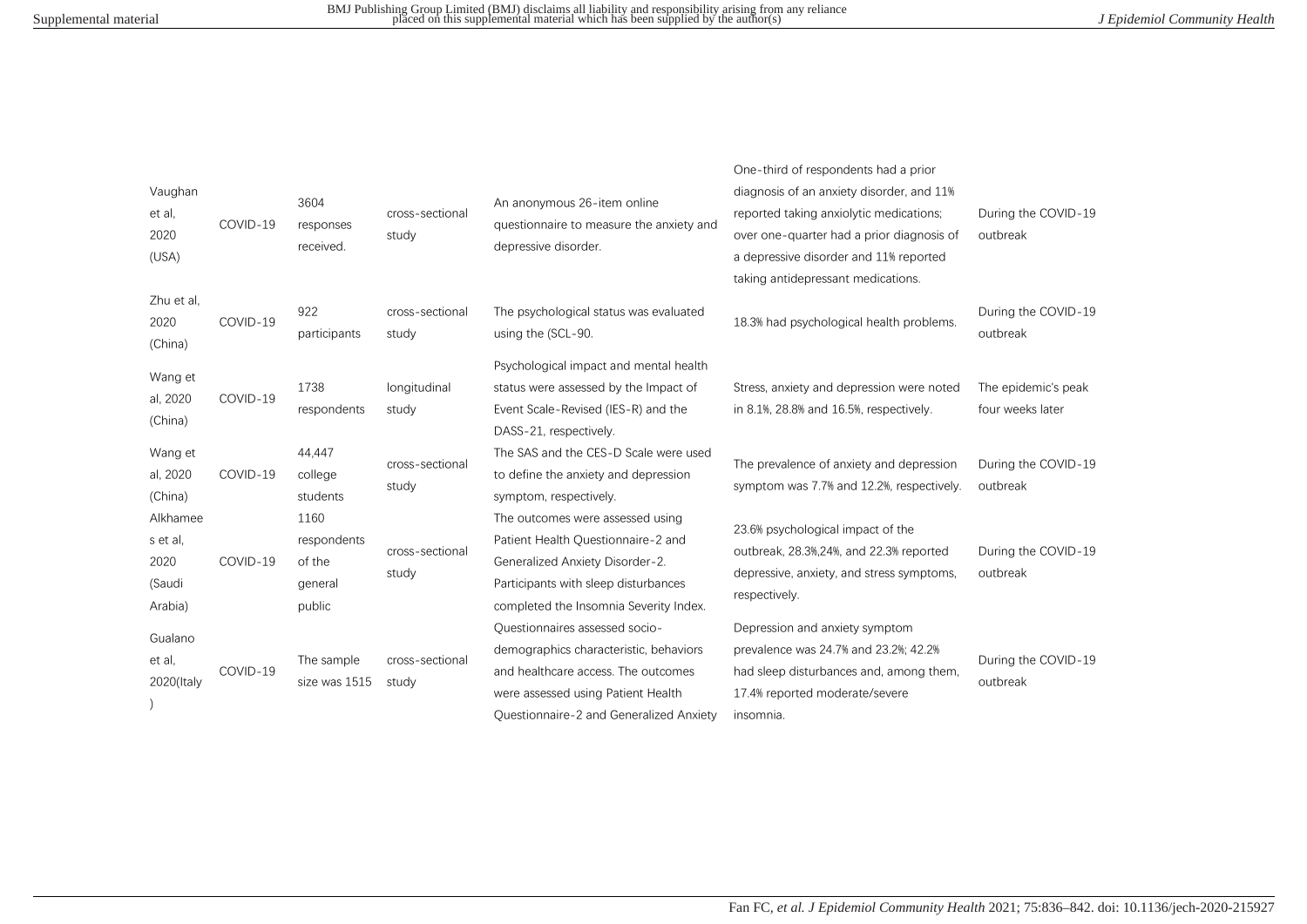| | | | | | | |
|---|---|---|---|---|---|---|
| Vaughan et al, 2020 (USA) | COVID-19 | 3604 responses received. | cross-sectional study | An anonymous 26-item online questionnaire to measure the anxiety and depressive disorder. | One-third of respondents had a prior diagnosis of an anxiety disorder, and 11% reported taking anxiolytic medications; over one-quarter had a prior diagnosis of a depressive disorder and 11% reported taking antidepressant medications. | During the COVID-19 outbreak |
| Zhu et al, 2020 (China) | COVID-19 | 922 participants | cross-sectional study | The psychological status was evaluated using the (SCL-90. | 18.3% had psychological health problems. | During the COVID-19 outbreak |
| Wang et al, 2020 (China) | COVID-19 | 1738 respondents | longitudinal study | Psychological impact and mental health status were assessed by the Impact of Event Scale-Revised (IES-R) and the DASS-21, respectively. | Stress, anxiety and depression were noted in 8.1%, 28.8% and 16.5%, respectively. | The epidemic's peak four weeks later |
| Wang et al, 2020 (China) | COVID-19 | 44,447 college students | cross-sectional study | The SAS and the CES-D Scale were used to define the anxiety and depression symptom, respectively. | The prevalence of anxiety and depression symptom was 7.7% and 12.2%, respectively. | During the COVID-19 outbreak |
| Alkhamees et al, 2020 (Saudi Arabia) | COVID-19 | 1160 respondents of the general public | cross-sectional study | The outcomes were assessed using Patient Health Questionnaire-2 and Generalized Anxiety Disorder-2. Participants with sleep disturbances completed the Insomnia Severity Index. | 23.6% psychological impact of the outbreak, 28.3%,24%, and 22.3% reported depressive, anxiety, and stress symptoms, respectively. | During the COVID-19 outbreak |
| Gualano et al, 2020(Italy) | COVID-19 | The sample size was 1515 | cross-sectional study | Questionnaires assessed socio-demographics characteristic, behaviors and healthcare access. The outcomes were assessed using Patient Health Questionnaire-2 and Generalized Anxiety | Depression and anxiety symptom prevalence was 24.7% and 23.2%; 42.2% had sleep disturbances and, among them, 17.4% reported moderate/severe insomnia. | During the COVID-19 outbreak |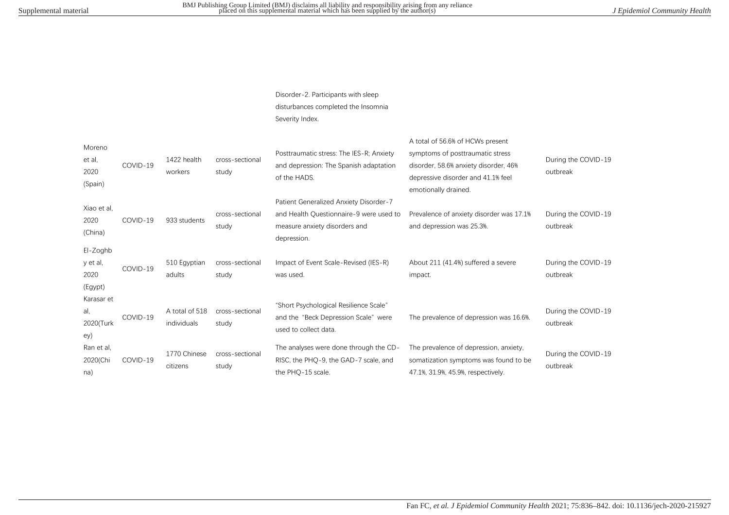| | | | | | | |
|---|---|---|---|---|---|---|
| | | | | Disorder-2. Participants with sleep disturbances completed the Insomnia Severity Index. | | |
| Moreno et al, 2020 (Spain) | COVID-19 | 1422 health workers | cross-sectional study | Posttraumatic stress: The IES-R; Anxiety and depression: The Spanish adaptation of the HADS. | A total of 56.6% of HCWs present symptoms of posttraumatic stress disorder, 58.6% anxiety disorder, 46% depressive disorder and 41.1% feel emotionally drained. | During the COVID-19 outbreak |
| Xiao et al, 2020 (China) | COVID-19 | 933 students | cross-sectional study | Patient Generalized Anxiety Disorder-7 and Health Questionnaire-9 were used to measure anxiety disorders and depression. | Prevalence of anxiety disorder was 17.1% and depression was 25.3%. | During the COVID-19 outbreak |
| El-Zoghby et al, 2020 (Egypt) | COVID-19 | 510 Egyptian adults | cross-sectional study | Impact of Event Scale-Revised (IES-R) was used. | About 211 (41.4%) suffered a severe impact. | During the COVID-19 outbreak |
| Karasar et al, 2020(Turkey) | COVID-19 | A total of 518 individuals | cross-sectional study | "Short Psychological Resilience Scale" and the "Beck Depression Scale" were used to collect data. | The prevalence of depression was 16.6%. | During the COVID-19 outbreak |
| Ran et al, 2020(China) | COVID-19 | 1770 Chinese citizens | cross-sectional study | The analyses were done through the CD-RISC, the PHQ-9, the GAD-7 scale, and the PHQ-15 scale. | The prevalence of depression, anxiety, somatization symptoms was found to be 47.1%, 31.9%, 45.9%, respectively. | During the COVID-19 outbreak |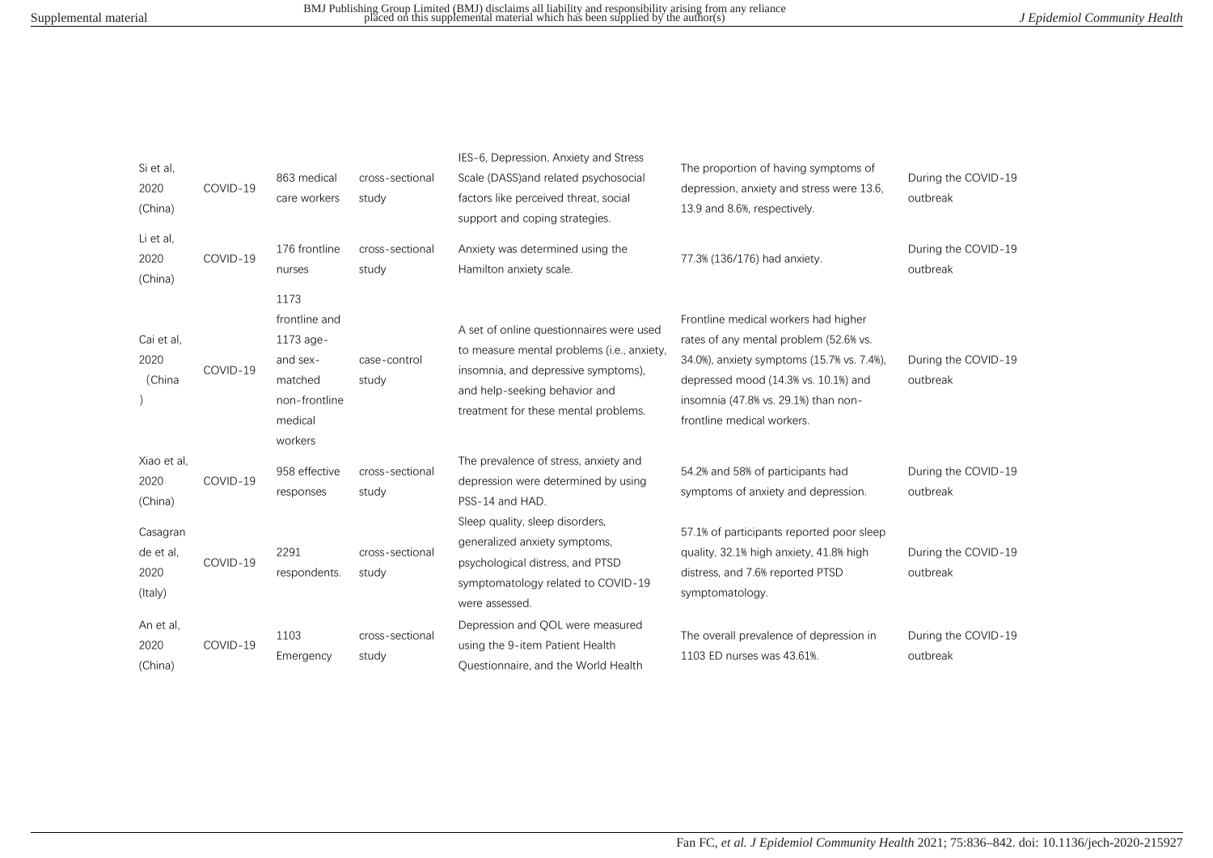| | | | | | | |
|---|---|---|---|---|---|---|
| Si et al, 2020 (China) | COVID-19 | 863 medical care workers | cross-sectional study | IES-6, Depression, Anxiety and Stress Scale (DASS)and related psychosocial factors like perceived threat, social support and coping strategies. | The proportion of having symptoms of depression, anxiety and stress were 13.6, 13.9 and 8.6%, respectively. | During the COVID-19 outbreak |
| Li et al, 2020 (China) | COVID-19 | 176 frontline nurses | cross-sectional study | Anxiety was determined using the Hamilton anxiety scale. | 77.3% (136/176) had anxiety. | During the COVID-19 outbreak |
| Cai et al, 2020 （China ) | COVID-19 | 1173 frontline and 1173 age- and sex-matched non-frontline medical workers | case-control study | A set of online questionnaires were used to measure mental problems (i.e., anxiety, insomnia, and depressive symptoms), and help-seeking behavior and treatment for these mental problems. | Frontline medical workers had higher rates of any mental problem (52.6% vs. 34.0%), anxiety symptoms (15.7% vs. 7.4%), depressed mood (14.3% vs. 10.1%) and insomnia (47.8% vs. 29.1%) than non-frontline medical workers. | During the COVID-19 outbreak |
| Xiao et al, 2020 (China) | COVID-19 | 958 effective responses | cross-sectional study | The prevalence of stress, anxiety and depression were determined by using PSS-14 and HAD. | 54.2% and 58% of participants had symptoms of anxiety and depression. | During the COVID-19 outbreak |
| Casagrande et al, 2020 (Italy) | COVID-19 | 2291 respondents. | cross-sectional study | Sleep quality, sleep disorders, generalized anxiety symptoms, psychological distress, and PTSD symptomatology related to COVID-19 were assessed. | 57.1% of participants reported poor sleep quality, 32.1% high anxiety, 41.8% high distress, and 7.6% reported PTSD symptomatology. | During the COVID-19 outbreak |
| An et al, 2020 (China) | COVID-19 | 1103 Emergency | cross-sectional study | Depression and QOL were measured using the 9-item Patient Health Questionnaire, and the World Health | The overall prevalence of depression in 1103 ED nurses was 43.61%. | During the COVID-19 outbreak |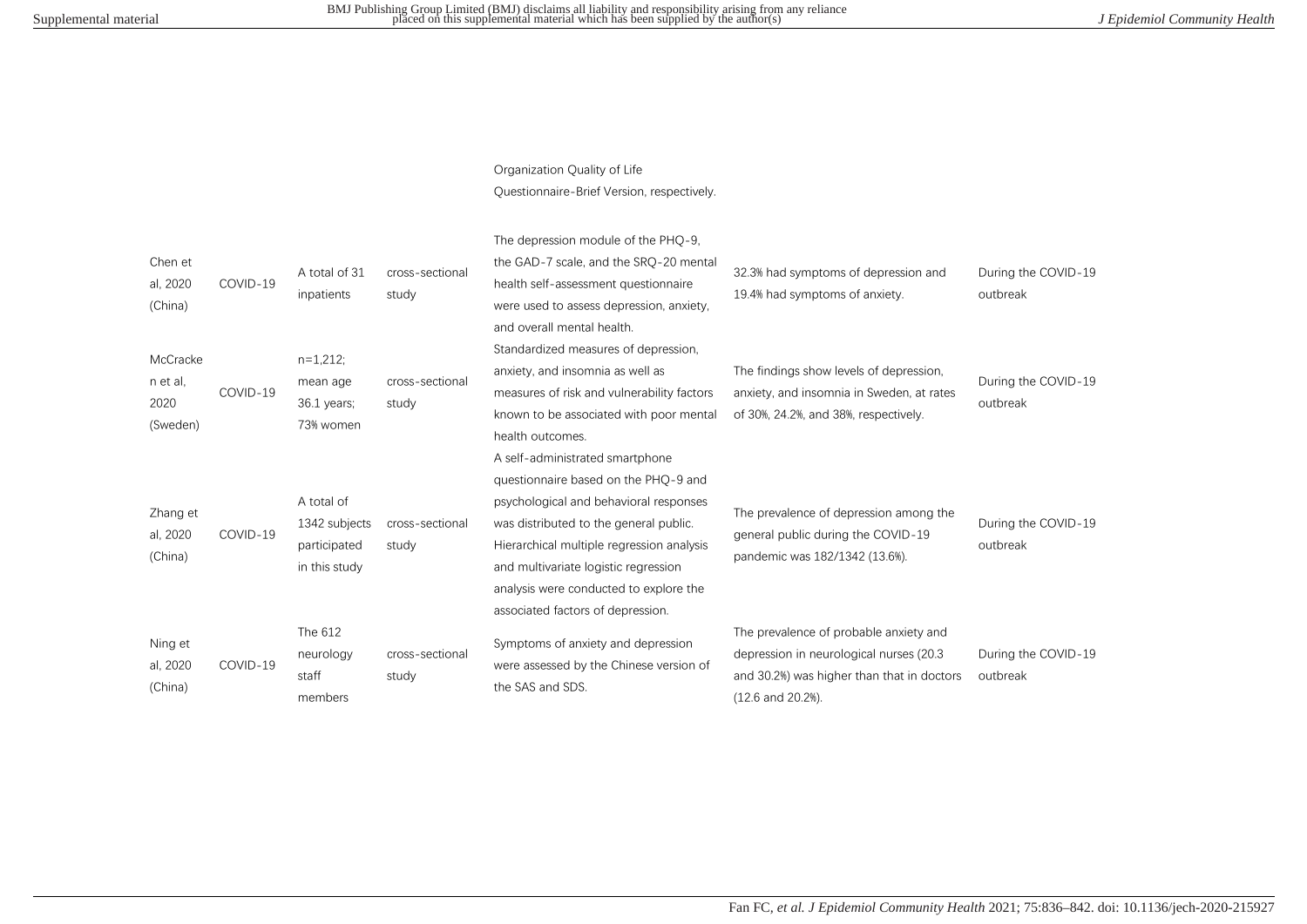| | | | | | | |
|---|---|---|---|---|---|---|
| | | | | Organization Quality of Life Questionnaire-Brief Version, respectively. | | |
| Chen et al, 2020 (China) | COVID-19 | A total of 31 inpatients | cross-sectional study | The depression module of the PHQ-9, the GAD-7 scale, and the SRQ-20 mental health self-assessment questionnaire were used to assess depression, anxiety, and overall mental health. | 32.3% had symptoms of depression and 19.4% had symptoms of anxiety. | During the COVID-19 outbreak |
| McCracken et al, 2020 (Sweden) | COVID-19 | n=1,212; mean age 36.1 years; 73% women | cross-sectional study | Standardized measures of depression, anxiety, and insomnia as well as measures of risk and vulnerability factors known to be associated with poor mental health outcomes. | The findings show levels of depression, anxiety, and insomnia in Sweden, at rates of 30%, 24.2%, and 38%, respectively. | During the COVID-19 outbreak |
| Zhang et al, 2020 (China) | COVID-19 | A total of 1342 subjects participated in this study | cross-sectional study | A self-administrated smartphone questionnaire based on the PHQ-9 and psychological and behavioral responses was distributed to the general public. Hierarchical multiple regression analysis and multivariate logistic regression analysis were conducted to explore the associated factors of depression. | The prevalence of depression among the general public during the COVID-19 pandemic was 182/1342 (13.6%). | During the COVID-19 outbreak |
| Ning et al, 2020 (China) | COVID-19 | The 612 neurology staff members | cross-sectional study | Symptoms of anxiety and depression were assessed by the Chinese version of the SAS and SDS. | The prevalence of probable anxiety and depression in neurological nurses (20.3 and 30.2%) was higher than that in doctors (12.6 and 20.2%). | During the COVID-19 outbreak |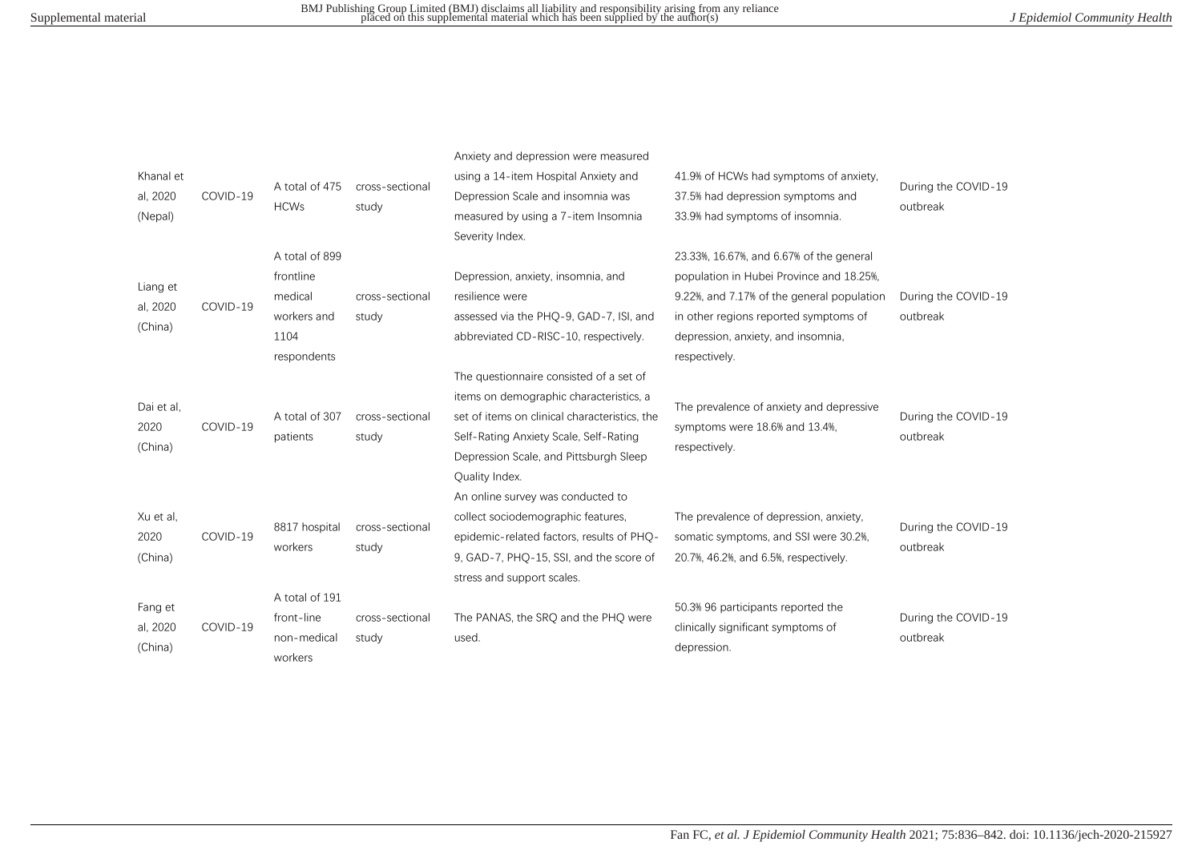| | | | | | | |
|---|---|---|---|---|---|---|
| Khanal et al, 2020 (Nepal) | COVID-19 | A total of 475 HCWs | cross-sectional study | Anxiety and depression were measured using a 14-item Hospital Anxiety and Depression Scale and insomnia was measured by using a 7-item Insomnia Severity Index. | 41.9% of HCWs had symptoms of anxiety, 37.5% had depression symptoms and 33.9% had symptoms of insomnia. | During the COVID-19 outbreak |
| Liang et al, 2020 (China) | COVID-19 | A total of 899 frontline medical workers and 1104 respondents | cross-sectional study | Depression, anxiety, insomnia, and resilience were assessed via the PHQ-9, GAD-7, ISI, and abbreviated CD-RISC-10, respectively. | 23.33%, 16.67%, and 6.67% of the general population in Hubei Province and 18.25%, 9.22%, and 7.17% of the general population in other regions reported symptoms of depression, anxiety, and insomnia, respectively. | During the COVID-19 outbreak |
| Dai et al, 2020 (China) | COVID-19 | A total of 307 patients | cross-sectional study | The questionnaire consisted of a set of items on demographic characteristics, a set of items on clinical characteristics, the Self-Rating Anxiety Scale, Self-Rating Depression Scale, and Pittsburgh Sleep Quality Index. | The prevalence of anxiety and depressive symptoms were 18.6% and 13.4%, respectively. | During the COVID-19 outbreak |
| Xu et al, 2020 (China) | COVID-19 | 8817 hospital workers | cross-sectional study | An online survey was conducted to collect sociodemographic features, epidemic-related factors, results of PHQ-9, GAD-7, PHQ-15, SSI, and the score of stress and support scales. | The prevalence of depression, anxiety, somatic symptoms, and SSI were 30.2%, 20.7%, 46.2%, and 6.5%, respectively. | During the COVID-19 outbreak |
| Fang et al, 2020 (China) | COVID-19 | A total of 191 front-line non-medical workers | cross-sectional study | The PANAS, the SRQ and the PHQ were used. | 50.3% 96 participants reported the clinically significant symptoms of depression. | During the COVID-19 outbreak |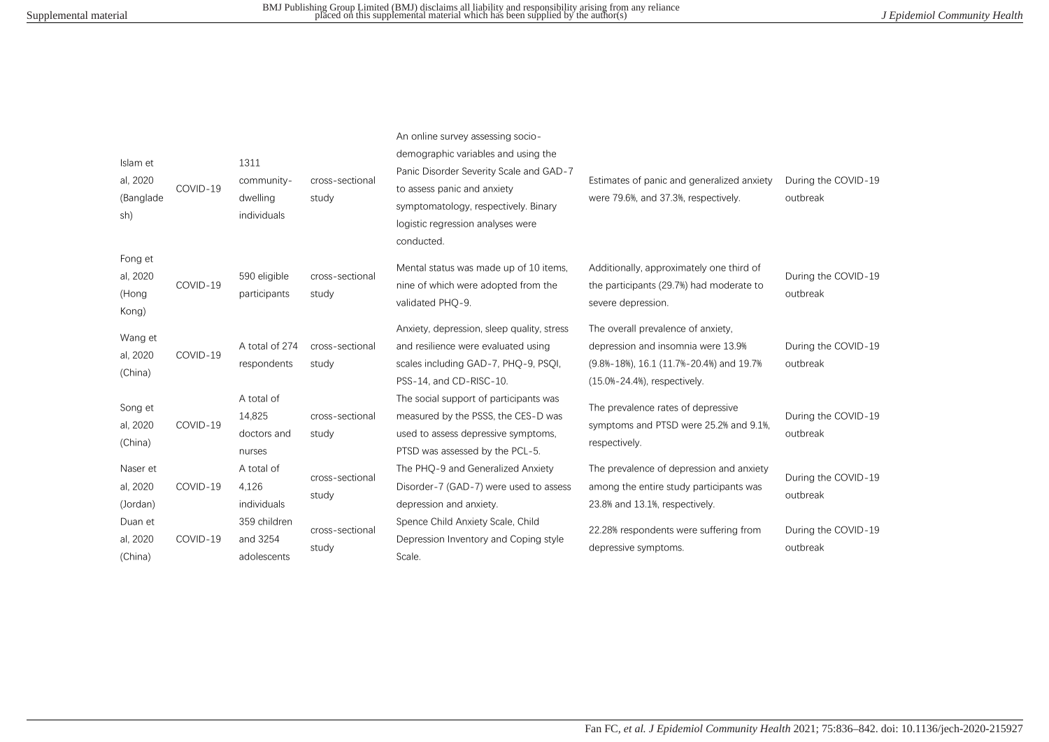| | | | | | | |
|---|---|---|---|---|---|---|
| Islam et al, 2020 (Bangladesh) | COVID-19 | 1311 community-dwelling individuals | cross-sectional study | An online survey assessing socio-demographic variables and using the Panic Disorder Severity Scale and GAD-7 to assess panic and anxiety symptomatology, respectively. Binary logistic regression analyses were conducted. | Estimates of panic and generalized anxiety were 79.6%, and 37.3%, respectively. | During the COVID-19 outbreak |
| Fong et al, 2020 (Hong Kong) | COVID-19 | 590 eligible participants | cross-sectional study | Mental status was made up of 10 items, nine of which were adopted from the validated PHQ-9. | Additionally, approximately one third of the participants (29.7%) had moderate to severe depression. | During the COVID-19 outbreak |
| Wang et al, 2020 (China) | COVID-19 | A total of 274 respondents | cross-sectional study | Anxiety, depression, sleep quality, stress and resilience were evaluated using scales including GAD-7, PHQ-9, PSQI, PSS-14, and CD-RISC-10. | The overall prevalence of anxiety, depression and insomnia were 13.9% (9.8%-18%), 16.1 (11.7%-20.4%) and 19.7% (15.0%-24.4%), respectively. | During the COVID-19 outbreak |
| Song et al, 2020 (China) | COVID-19 | A total of 14,825 doctors and nurses | cross-sectional study | The social support of participants was measured by the PSSS, the CES-D was used to assess depressive symptoms, PTSD was assessed by the PCL-5. | The prevalence rates of depressive symptoms and PTSD were 25.2% and 9.1%, respectively. | During the COVID-19 outbreak |
| Naser et al, 2020 (Jordan) | COVID-19 | A total of 4,126 individuals | cross-sectional study | The PHQ-9 and Generalized Anxiety Disorder-7 (GAD-7) were used to assess depression and anxiety. | The prevalence of depression and anxiety among the entire study participants was 23.8% and 13.1%, respectively. | During the COVID-19 outbreak |
| Duan et al, 2020 (China) | COVID-19 | 359 children and 3254 adolescents | cross-sectional study | Spence Child Anxiety Scale, Child Depression Inventory and Coping style Scale. | 22.28% respondents were suffering from depressive symptoms. | During the COVID-19 outbreak |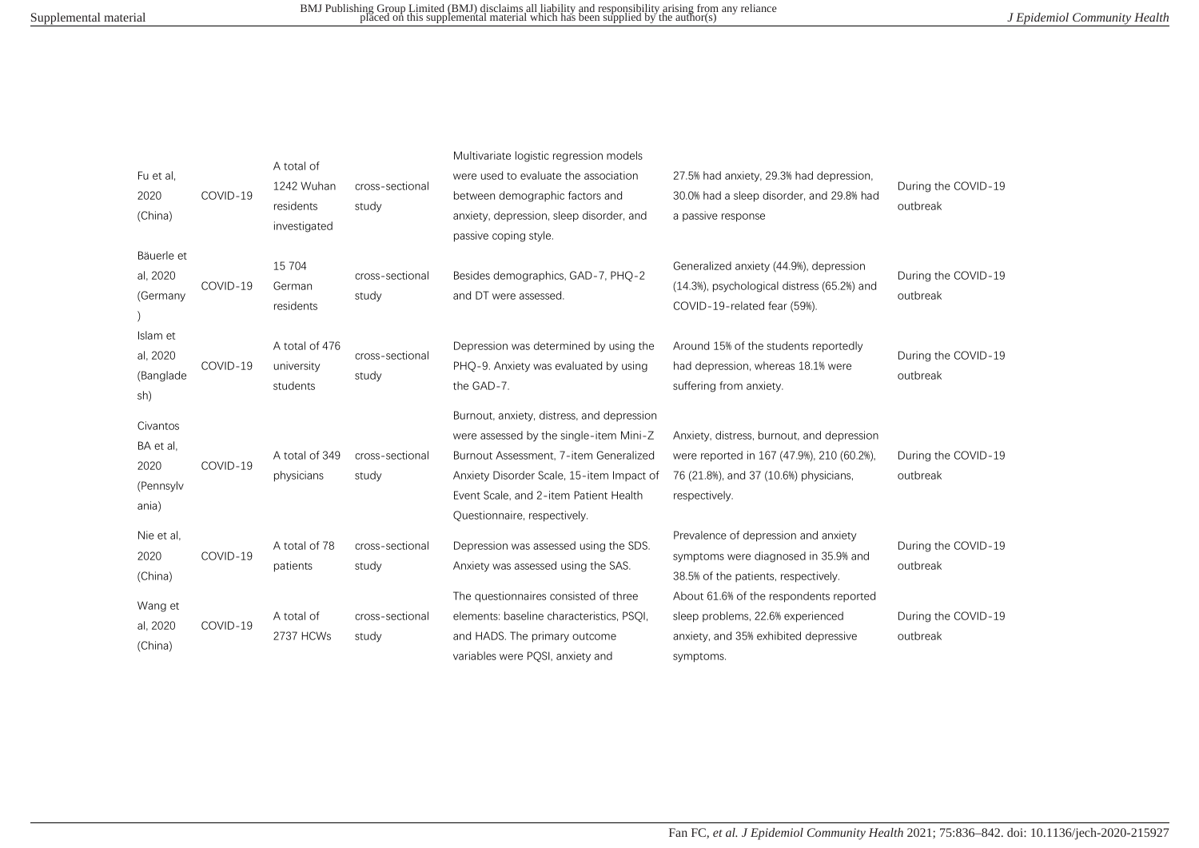| | | | | | | |
|---|---|---|---|---|---|---|
| Fu et al, 2020 (China) | COVID-19 | A total of 1242 Wuhan residents investigated | cross-sectional study | Multivariate logistic regression models were used to evaluate the association between demographic factors and anxiety, depression, sleep disorder, and passive coping style. | 27.5% had anxiety, 29.3% had depression, 30.0% had a sleep disorder, and 29.8% had a passive response | During the COVID-19 outbreak |
| Bäuerle et al, 2020 (Germany) | COVID-19 | 15 704 German residents | cross-sectional study | Besides demographics, GAD-7, PHQ-2 and DT were assessed. | Generalized anxiety (44.9%), depression (14.3%), psychological distress (65.2%) and COVID-19-related fear (59%). | During the COVID-19 outbreak |
| Islam et al, 2020 (Bangladesh) | COVID-19 | A total of 476 university students | cross-sectional study | Depression was determined by using the PHQ-9. Anxiety was evaluated by using the GAD-7. | Around 15% of the students reportedly had depression, whereas 18.1% were suffering from anxiety. | During the COVID-19 outbreak |
| Civantos BA et al, 2020 (Pennsylvania) | COVID-19 | A total of 349 physicians | cross-sectional study | Burnout, anxiety, distress, and depression were assessed by the single-item Mini-Z Burnout Assessment, 7-item Generalized Anxiety Disorder Scale, 15-item Impact of Event Scale, and 2-item Patient Health Questionnaire, respectively. | Anxiety, distress, burnout, and depression were reported in 167 (47.9%), 210 (60.2%), 76 (21.8%), and 37 (10.6%) physicians, respectively. | During the COVID-19 outbreak |
| Nie et al, 2020 (China) | COVID-19 | A total of 78 patients | cross-sectional study | Depression was assessed using the SDS. Anxiety was assessed using the SAS. | Prevalence of depression and anxiety symptoms were diagnosed in 35.9% and 38.5% of the patients, respectively. | During the COVID-19 outbreak |
| Wang et al, 2020 (China) | COVID-19 | A total of 2737 HCWs | cross-sectional study | The questionnaires consisted of three elements: baseline characteristics, PSQI, and HADS. The primary outcome variables were PQSI, anxiety and | About 61.6% of the respondents reported sleep problems, 22.6% experienced anxiety, and 35% exhibited depressive symptoms. | During the COVID-19 outbreak |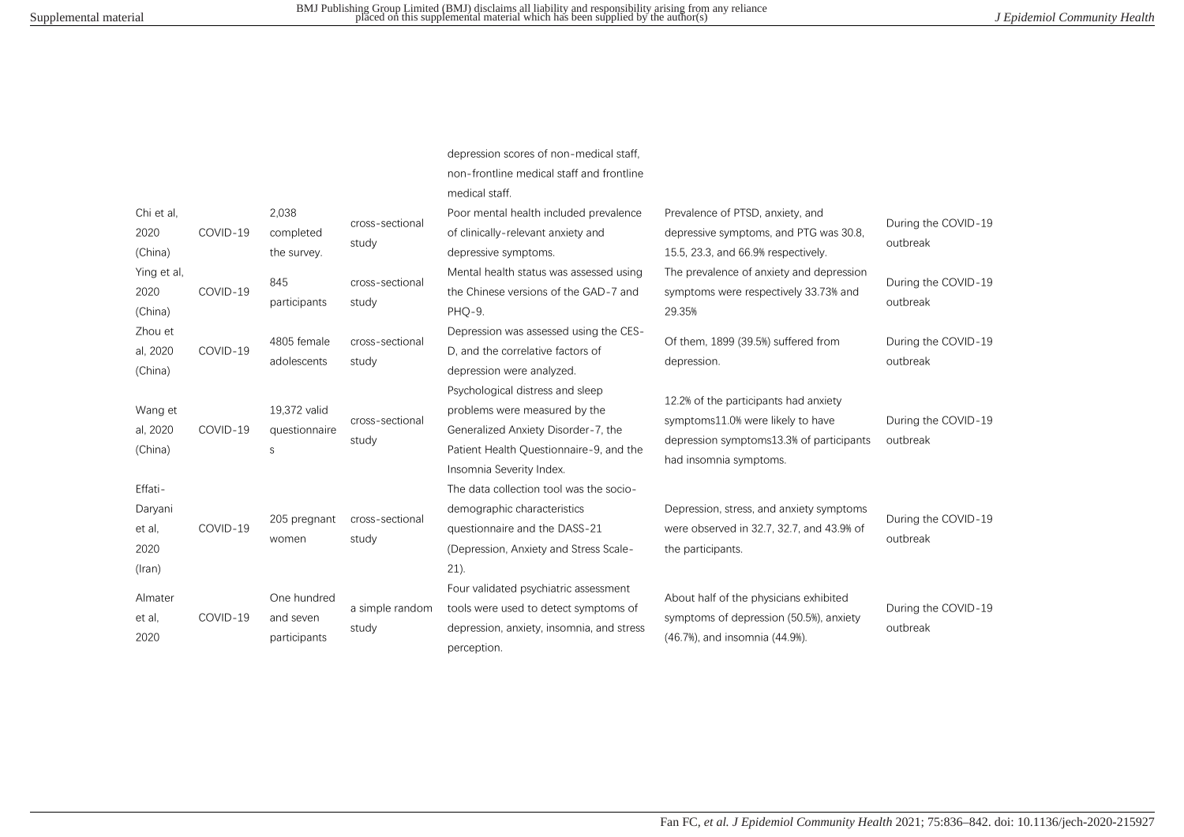| | | | | | | |
|---|---|---|---|---|---|---|
| | | | | depression scores of non-medical staff, non-frontline medical staff and frontline medical staff. | | |
| Chi et al, 2020 (China) | COVID-19 | 2,038 completed the survey. | cross-sectional study | Poor mental health included prevalence of clinically-relevant anxiety and depressive symptoms. | Prevalence of PTSD, anxiety, and depressive symptoms, and PTG was 30.8, 15.5, 23.3, and 66.9% respectively. | During the COVID-19 outbreak |
| Ying et al, 2020 (China) | COVID-19 | 845 participants | cross-sectional study | Mental health status was assessed using the Chinese versions of the GAD-7 and PHQ-9. | The prevalence of anxiety and depression symptoms were respectively 33.73% and 29.35% | During the COVID-19 outbreak |
| Zhou et al, 2020 (China) | COVID-19 | 4805 female adolescents | cross-sectional study | Depression was assessed using the CES-D, and the correlative factors of depression were analyzed. | Of them, 1899 (39.5%) suffered from depression. | During the COVID-19 outbreak |
| Wang et al, 2020 (China) | COVID-19 | 19,372 valid questionnaires | cross-sectional study | Psychological distress and sleep problems were measured by the Generalized Anxiety Disorder-7, the Patient Health Questionnaire-9, and the Insomnia Severity Index. | 12.2% of the participants had anxiety symptoms11.0% were likely to have depression symptoms13.3% of participants had insomnia symptoms. | During the COVID-19 outbreak |
| Effati-Daryani et al, 2020 (Iran) | COVID-19 | 205 pregnant women | cross-sectional study | The data collection tool was the socio-demographic characteristics questionnaire and the DASS-21 (Depression, Anxiety and Stress Scale-21). | Depression, stress, and anxiety symptoms were observed in 32.7, 32.7, and 43.9% of the participants. | During the COVID-19 outbreak |
| Almater et al, 2020 | COVID-19 | One hundred and seven participants | a simple random study | Four validated psychiatric assessment tools were used to detect symptoms of depression, anxiety, insomnia, and stress perception. | About half of the physicians exhibited symptoms of depression (50.5%), anxiety (46.7%), and insomnia (44.9%). | During the COVID-19 outbreak |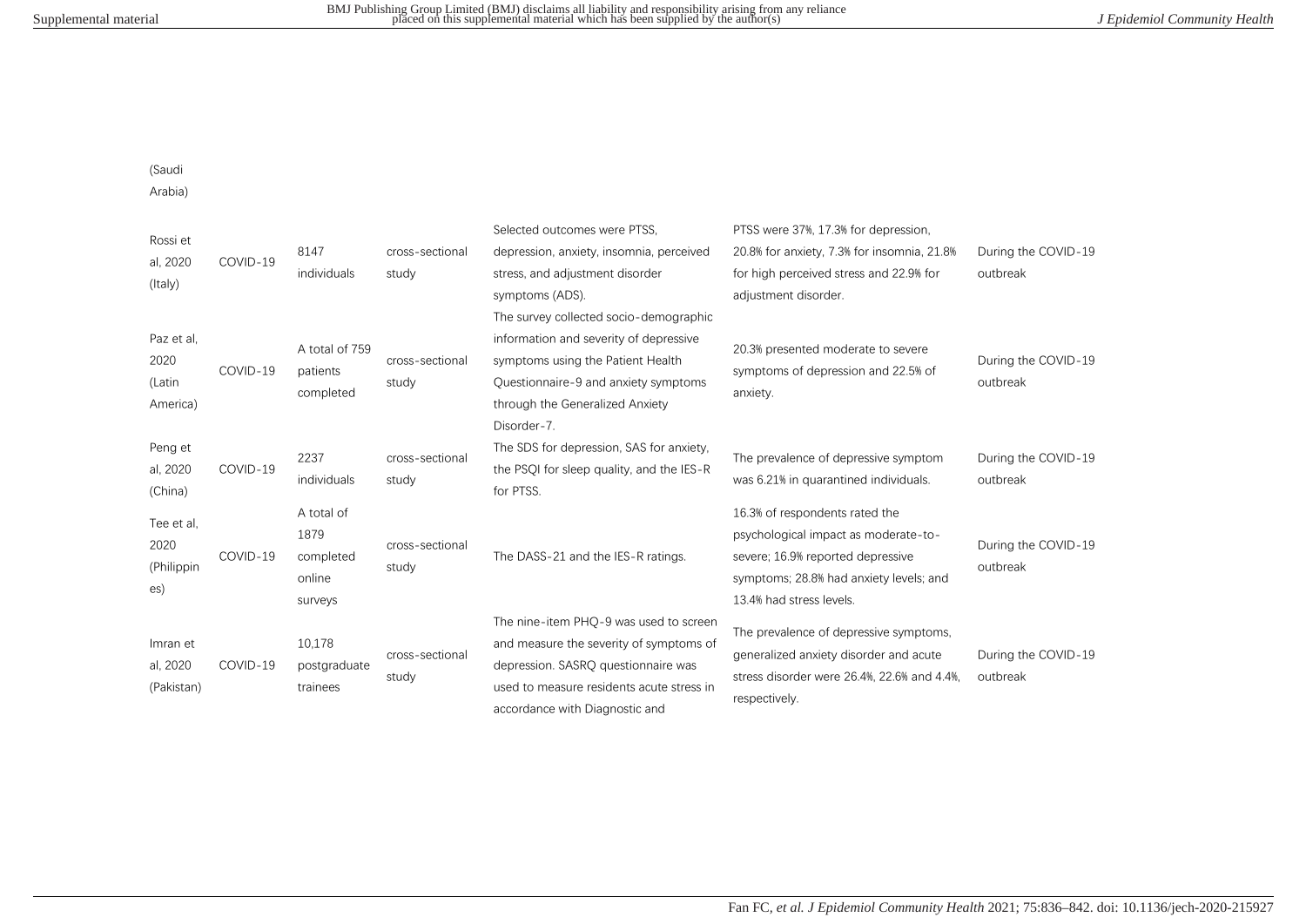| | | | | | | |
|---|---|---|---|---|---|---|
| (Saudi Arabia) | | | | | | |
| Rossi et al, 2020 (Italy) | COVID-19 | 8147 individuals | cross-sectional study | Selected outcomes were PTSS, depression, anxiety, insomnia, perceived stress, and adjustment disorder symptoms (ADS). | PTSS were 37%, 17.3% for depression, 20.8% for anxiety, 7.3% for insomnia, 21.8% for high perceived stress and 22.9% for adjustment disorder. | During the COVID-19 outbreak |
| Paz et al, 2020 (Latin America) | COVID-19 | A total of 759 patients completed | cross-sectional study | The survey collected socio-demographic information and severity of depressive symptoms using the Patient Health Questionnaire-9 and anxiety symptoms through the Generalized Anxiety Disorder-7. | 20.3% presented moderate to severe symptoms of depression and 22.5% of anxiety. | During the COVID-19 outbreak |
| Peng et al, 2020 (China) | COVID-19 | 2237 individuals | cross-sectional study | The SDS for depression, SAS for anxiety, the PSQI for sleep quality, and the IES-R for PTSS. | The prevalence of depressive symptom was 6.21% in quarantined individuals. | During the COVID-19 outbreak |
| Tee et al, 2020 (Philippines) | COVID-19 | A total of 1879 completed online surveys | cross-sectional study | The DASS-21 and the IES-R ratings. | 16.3% of respondents rated the psychological impact as moderate-to-severe; 16.9% reported depressive symptoms; 28.8% had anxiety levels; and 13.4% had stress levels. | During the COVID-19 outbreak |
| Imran et al, 2020 (Pakistan) | COVID-19 | 10,178 postgraduate trainees | cross-sectional study | The nine-item PHQ-9 was used to screen and measure the severity of symptoms of depression. SASRQ questionnaire was used to measure residents acute stress in accordance with Diagnostic and | The prevalence of depressive symptoms, generalized anxiety disorder and acute stress disorder were 26.4%, 22.6% and 4.4%, respectively. | During the COVID-19 outbreak |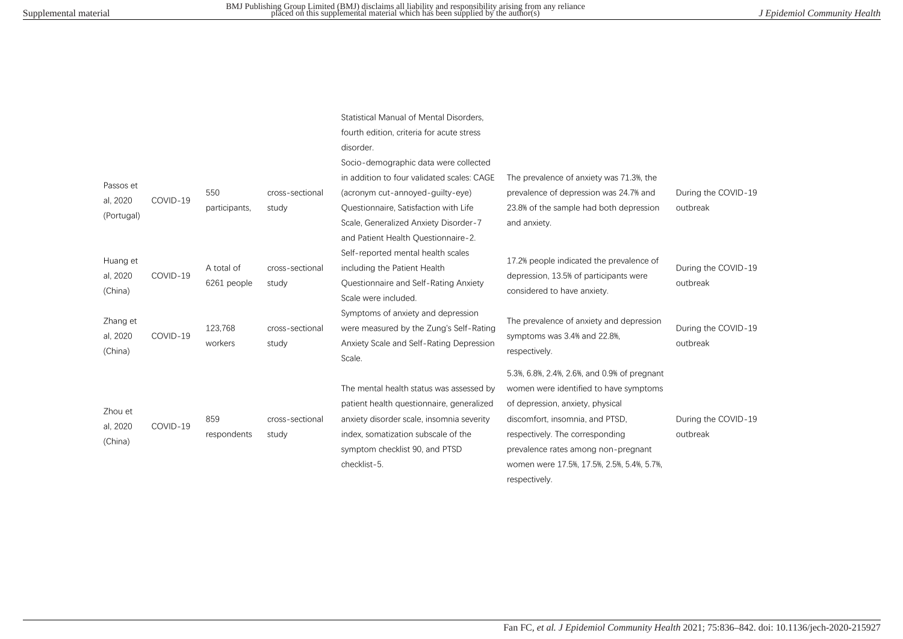| | | | | | | |
|---|---|---|---|---|---|---|
| | | | | Statistical Manual of Mental Disorders, fourth edition, criteria for acute stress disorder. | | |
| Passos et al, 2020 (Portugal) | COVID-19 | 550 participants, | cross-sectional study | Socio-demographic data were collected in addition to four validated scales: CAGE (acronym cut-annoyed-guilty-eye) Questionnaire, Satisfaction with Life Scale, Generalized Anxiety Disorder-7 and Patient Health Questionnaire-2. | The prevalence of anxiety was 71.3%, the prevalence of depression was 24.7% and 23.8% of the sample had both depression and anxiety. | During the COVID-19 outbreak |
| Huang et al, 2020 (China) | COVID-19 | A total of 6261 people | cross-sectional study | Self-reported mental health scales including the Patient Health Questionnaire and Self-Rating Anxiety Scale were included. | 17.2% people indicated the prevalence of depression, 13.5% of participants were considered to have anxiety. | During the COVID-19 outbreak |
| Zhang et al, 2020 (China) | COVID-19 | 123,768 workers | cross-sectional study | Symptoms of anxiety and depression were measured by the Zung's Self-Rating Anxiety Scale and Self-Rating Depression Scale. | The prevalence of anxiety and depression symptoms was 3.4% and 22.8%, respectively. | During the COVID-19 outbreak |
| Zhou et al, 2020 (China) | COVID-19 | 859 respondents | cross-sectional study | The mental health status was assessed by patient health questionnaire, generalized anxiety disorder scale, insomnia severity index, somatization subscale of the symptom checklist 90, and PTSD checklist-5. | 5.3%, 6.8%, 2.4%, 2.6%, and 0.9% of pregnant women were identified to have symptoms of depression, anxiety, physical discomfort, insomnia, and PTSD, respectively. The corresponding prevalence rates among non-pregnant women were 17.5%, 17.5%, 2.5%, 5.4%, 5.7%, respectively. | During the COVID-19 outbreak |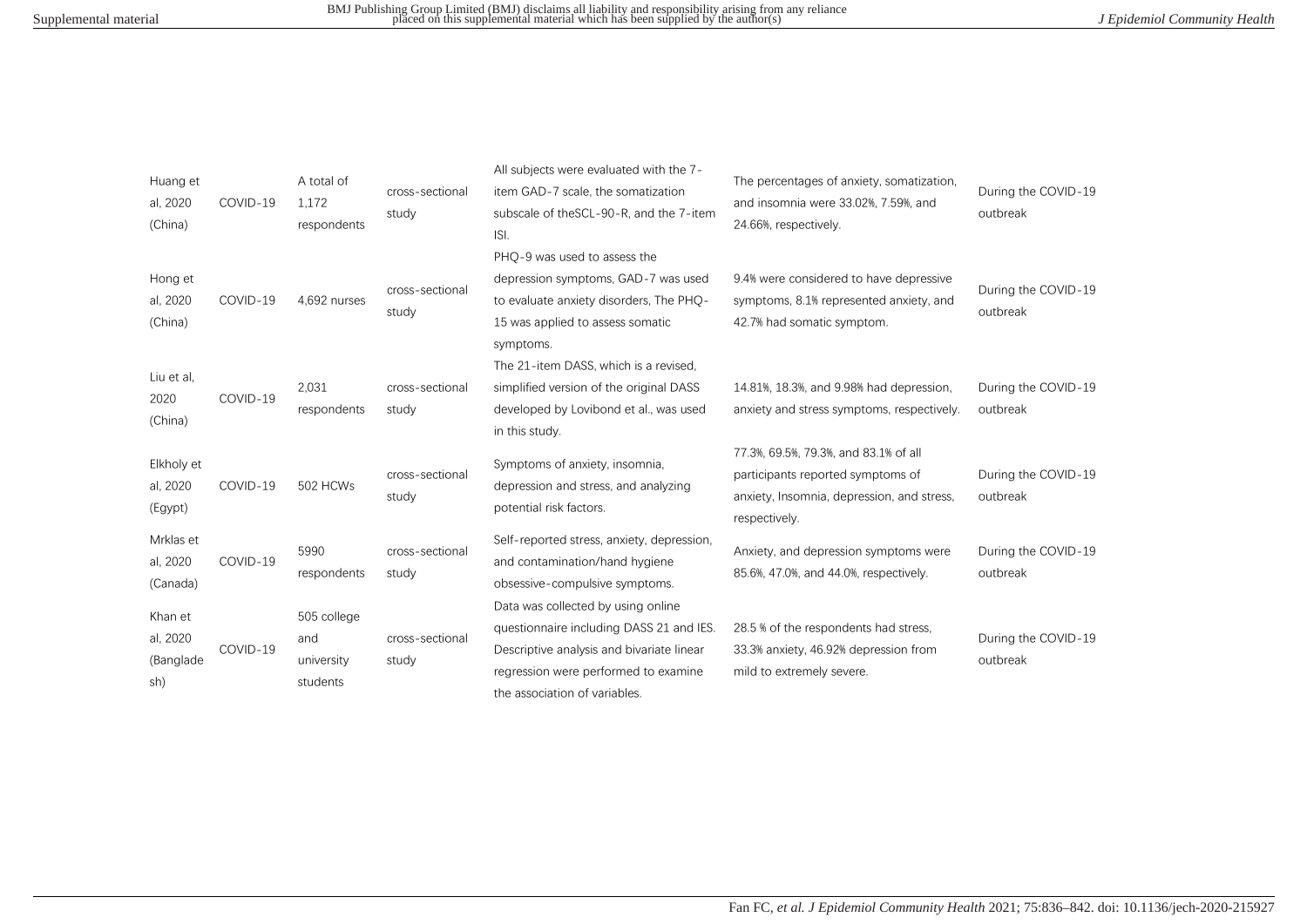| | | | | | | |
|---|---|---|---|---|---|---|
| Huang et al, 2020 (China) | COVID-19 | A total of 1,172 respondents | cross-sectional study | All subjects were evaluated with the 7-item GAD-7 scale, the somatization subscale of theSCL-90-R, and the 7-item ISI. | The percentages of anxiety, somatization, and insomnia were 33.02%, 7.59%, and 24.66%, respectively. | During the COVID-19 outbreak |
| Hong et al, 2020 (China) | COVID-19 | 4,692 nurses | cross-sectional study | PHQ-9 was used to assess the depression symptoms, GAD-7 was used to evaluate anxiety disorders, The PHQ-15 was applied to assess somatic symptoms. | 9.4% were considered to have depressive symptoms, 8.1% represented anxiety, and 42.7% had somatic symptom. | During the COVID-19 outbreak |
| Liu et al, 2020 (China) | COVID-19 | 2,031 respondents | cross-sectional study | The 21-item DASS, which is a revised, simplified version of the original DASS developed by Lovibond et al., was used in this study. | 14.81%, 18.3%, and 9.98% had depression, anxiety and stress symptoms, respectively. | During the COVID-19 outbreak |
| Elkholy et al, 2020 (Egypt) | COVID-19 | 502 HCWs | cross-sectional study | Symptoms of anxiety, insomnia, depression and stress, and analyzing potential risk factors. | 77.3%, 69.5%, 79.3%, and 83.1% of all participants reported symptoms of anxiety, Insomnia, depression, and stress, respectively. | During the COVID-19 outbreak |
| Mrklas et al, 2020 (Canada) | COVID-19 | 5990 respondents | cross-sectional study | Self-reported stress, anxiety, depression, and contamination/hand hygiene obsessive-compulsive symptoms. | Anxiety, and depression symptoms were 85.6%, 47.0%, and 44.0%, respectively. | During the COVID-19 outbreak |
| Khan et al, 2020 (Bangladesh) | COVID-19 | 505 college and university students | cross-sectional study | Data was collected by using online questionnaire including DASS 21 and IES. Descriptive analysis and bivariate linear regression were performed to examine the association of variables. | 28.5 % of the respondents had stress, 33.3% anxiety, 46.92% depression from mild to extremely severe. | During the COVID-19 outbreak |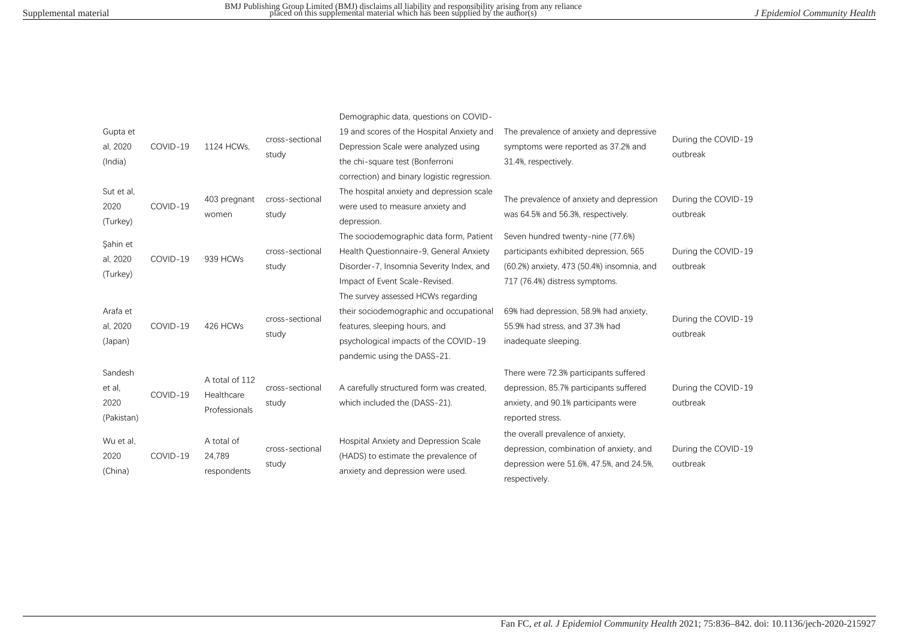| | | | | | | |
|---|---|---|---|---|---|---|
| Gupta et al, 2020 (India) | COVID-19 | 1124 HCWs, | cross-sectional study | Demographic data, questions on COVID-19 and scores of the Hospital Anxiety and Depression Scale were analyzed using the chi-square test (Bonferroni correction) and binary logistic regression. | The prevalence of anxiety and depressive symptoms were reported as 37.2% and 31.4%, respectively. | During the COVID-19 outbreak |
| Sut et al, 2020 (Turkey) | COVID-19 | 403 pregnant women | cross-sectional study | The hospital anxiety and depression scale were used to measure anxiety and depression. | The prevalence of anxiety and depression was 64.5% and 56.3%, respectively. | During the COVID-19 outbreak |
| Şahin et al, 2020 (Turkey) | COVID-19 | 939 HCWs | cross-sectional study | The sociodemographic data form, Patient Health Questionnaire-9, General Anxiety Disorder-7, Insomnia Severity Index, and Impact of Event Scale-Revised. | Seven hundred twenty-nine (77.6%) participants exhibited depression, 565 (60.2%) anxiety, 473 (50.4%) insomnia, and 717 (76.4%) distress symptoms. | During the COVID-19 outbreak |
| Arafa et al, 2020 (Japan) | COVID-19 | 426 HCWs | cross-sectional study | The survey assessed HCWs regarding their sociodemographic and occupational features, sleeping hours, and psychological impacts of the COVID-19 pandemic using the DASS-21. | 69% had depression, 58.9% had anxiety, 55.9% had stress, and 37.3% had inadequate sleeping. | During the COVID-19 outbreak |
| Sandesh et al, 2020 (Pakistan) | COVID-19 | A total of 112 Healthcare Professionals | cross-sectional study | A carefully structured form was created, which included the (DASS-21). | There were 72.3% participants suffered depression, 85.7% participants suffered anxiety, and 90.1% participants were reported stress. | During the COVID-19 outbreak |
| Wu et al, 2020 (China) | COVID-19 | A total of 24,789 respondents | cross-sectional study | Hospital Anxiety and Depression Scale (HADS) to estimate the prevalence of anxiety and depression were used. | the overall prevalence of anxiety, depression, combination of anxiety, and depression were 51.6%, 47.5%, and 24.5%, respectively. | During the COVID-19 outbreak |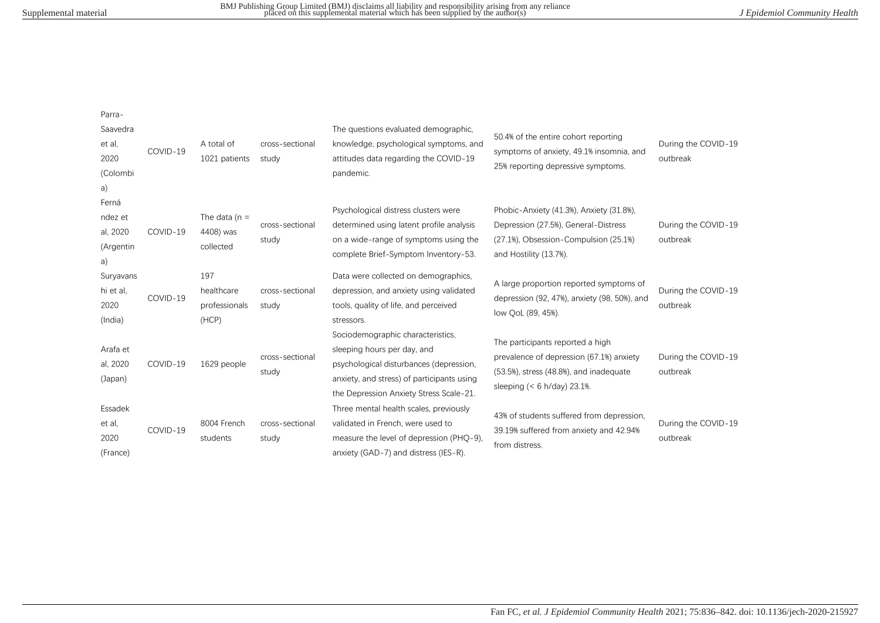| | | | | | | |
|---|---|---|---|---|---|---|
| Parra-Saavedra et al, 2020 (Colombia) | COVID-19 | A total of 1021 patients | cross-sectional study | The questions evaluated demographic, knowledge, psychological symptoms, and attitudes data regarding the COVID-19 pandemic. | 50.4% of the entire cohort reporting symptoms of anxiety, 49.1% insomnia, and 25% reporting depressive symptoms. | During the COVID-19 outbreak |
| Fernández et al, 2020 (Argentina) | COVID-19 | The data (n = 4408) was collected | cross-sectional study | Psychological distress clusters were determined using latent profile analysis on a wide-range of symptoms using the complete Brief-Symptom Inventory-53. | Phobic-Anxiety (41.3%), Anxiety (31.8%), Depression (27.5%), General-Distress (27.1%), Obsession-Compulsion (25.1%) and Hostility (13.7%). | During the COVID-19 outbreak |
| Suryavanshi et al, 2020 (India) | COVID-19 | 197 healthcare professionals (HCP) | cross-sectional study | Data were collected on demographics, depression, and anxiety using validated tools, quality of life, and perceived stressors. | A large proportion reported symptoms of depression (92, 47%), anxiety (98, 50%), and low QoL (89, 45%). | During the COVID-19 outbreak |
| Arafa et al, 2020 (Japan) | COVID-19 | 1629 people | cross-sectional study | Sociodemographic characteristics, sleeping hours per day, and psychological disturbances (depression, anxiety, and stress) of participants using the Depression Anxiety Stress Scale-21. | The participants reported a high prevalence of depression (67.1%) anxiety (53.5%), stress (48.8%), and inadequate sleeping (< 6 h/day) 23.1%. | During the COVID-19 outbreak |
| Essadek et al, 2020 (France) | COVID-19 | 8004 French students | cross-sectional study | Three mental health scales, previously validated in French, were used to measure the level of depression (PHQ-9), anxiety (GAD-7) and distress (IES-R). | 43% of students suffered from depression, 39.19% suffered from anxiety and 42.94% from distress. | During the COVID-19 outbreak |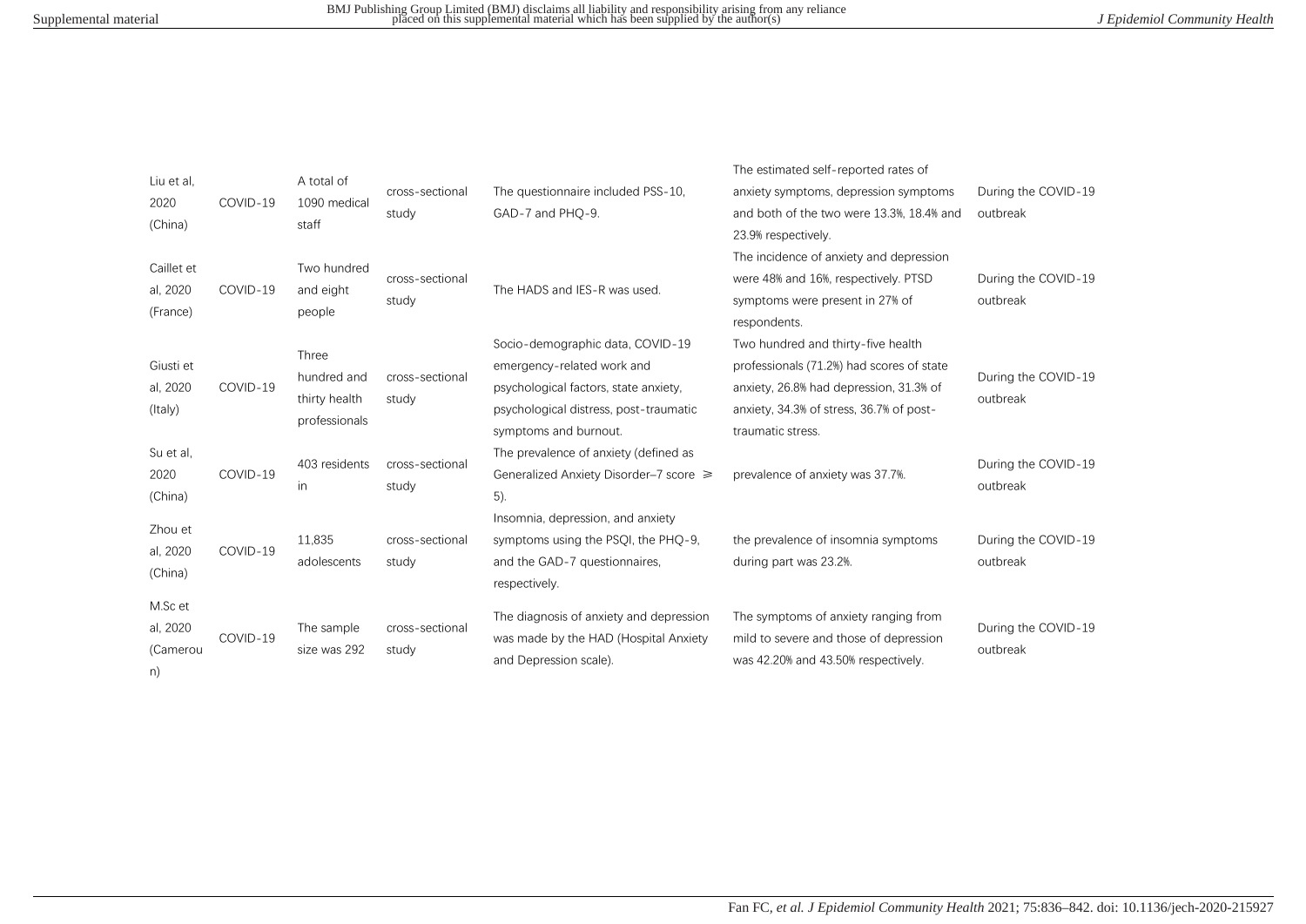| | | | | | | |
|---|---|---|---|---|---|---|
| Liu et al, 2020 (China) | COVID-19 | A total of 1090 medical staff | cross-sectional study | The questionnaire included PSS-10, GAD-7 and PHQ-9. | The estimated self-reported rates of anxiety symptoms, depression symptoms and both of the two were 13.3%, 18.4% and 23.9% respectively. | During the COVID-19 outbreak |
| Caillet et al, 2020 (France) | COVID-19 | Two hundred and eight people | cross-sectional study | The HADS and IES-R was used. | The incidence of anxiety and depression were 48% and 16%, respectively. PTSD symptoms were present in 27% of respondents. | During the COVID-19 outbreak |
| Giusti et al, 2020 (Italy) | COVID-19 | Three hundred and thirty health professionals | cross-sectional study | Socio-demographic data, COVID-19 emergency-related work and psychological factors, state anxiety, psychological distress, post-traumatic symptoms and burnout. | Two hundred and thirty-five health professionals (71.2%) had scores of state anxiety, 26.8% had depression, 31.3% of anxiety, 34.3% of stress, 36.7% of post-traumatic stress. | During the COVID-19 outbreak |
| Su et al, 2020 (China) | COVID-19 | 403 residents in | cross-sectional study | The prevalence of anxiety (defined as Generalized Anxiety Disorder–7 score ≥ 5). | prevalence of anxiety was 37.7%. | During the COVID-19 outbreak |
| Zhou et al, 2020 (China) | COVID-19 | 11,835 adolescents | cross-sectional study | Insomnia, depression, and anxiety symptoms using the PSQI, the PHQ-9, and the GAD-7 questionnaires, respectively. | the prevalence of insomnia symptoms during part was 23.2%. | During the COVID-19 outbreak |
| M.Sc et al, 2020 (Cameroun) | COVID-19 | The sample size was 292 | cross-sectional study | The diagnosis of anxiety and depression was made by the HAD (Hospital Anxiety and Depression scale). | The symptoms of anxiety ranging from mild to severe and those of depression was 42.20% and 43.50% respectively. | During the COVID-19 outbreak |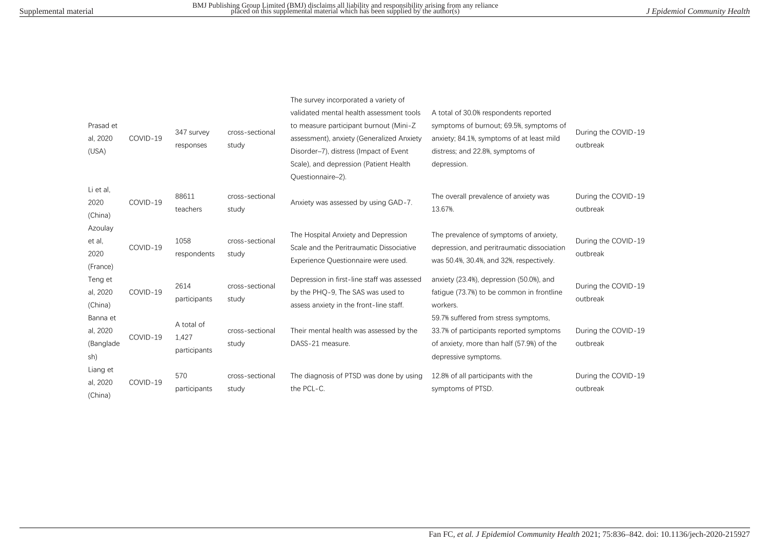| | | | | | | |
|---|---|---|---|---|---|---|
| Prasad et al, 2020 (USA) | COVID-19 | 347 survey responses | cross-sectional study | The survey incorporated a variety of validated mental health assessment tools to measure participant burnout (Mini-Z assessment), anxiety (Generalized Anxiety Disorder–7), distress (Impact of Event Scale), and depression (Patient Health Questionnaire–2). | A total of 30.0% respondents reported symptoms of burnout; 69.5%, symptoms of anxiety; 84.1%, symptoms of at least mild distress; and 22.8%, symptoms of depression. | During the COVID-19 outbreak |
| Li et al, 2020 (China) | COVID-19 | 88611 teachers | cross-sectional study | Anxiety was assessed by using GAD-7. | The overall prevalence of anxiety was 13.67%. | During the COVID-19 outbreak |
| Azoulay et al, 2020 (France) | COVID-19 | 1058 respondents | cross-sectional study | The Hospital Anxiety and Depression Scale and the Peritraumatic Dissociative Experience Questionnaire were used. | The prevalence of symptoms of anxiety, depression, and peritraumatic dissociation was 50.4%, 30.4%, and 32%, respectively. | During the COVID-19 outbreak |
| Teng et al, 2020 (China) | COVID-19 | 2614 participants | cross-sectional study | Depression in first-line staff was assessed by the PHQ-9, The SAS was used to assess anxiety in the front-line staff. | anxiety (23.4%), depression (50.0%), and fatigue (73.7%) to be common in frontline workers. | During the COVID-19 outbreak |
| Banna et al, 2020 (Bangladesh) | COVID-19 | A total of 1,427 participants | cross-sectional study | Their mental health was assessed by the DASS-21 measure. | 59.7% suffered from stress symptoms, 33.7% of participants reported symptoms of anxiety, more than half (57.9%) of the depressive symptoms. | During the COVID-19 outbreak |
| Liang et al, 2020 (China) | COVID-19 | 570 participants | cross-sectional study | The diagnosis of PTSD was done by using the PCL-C. | 12.8% of all participants with the symptoms of PTSD. | During the COVID-19 outbreak |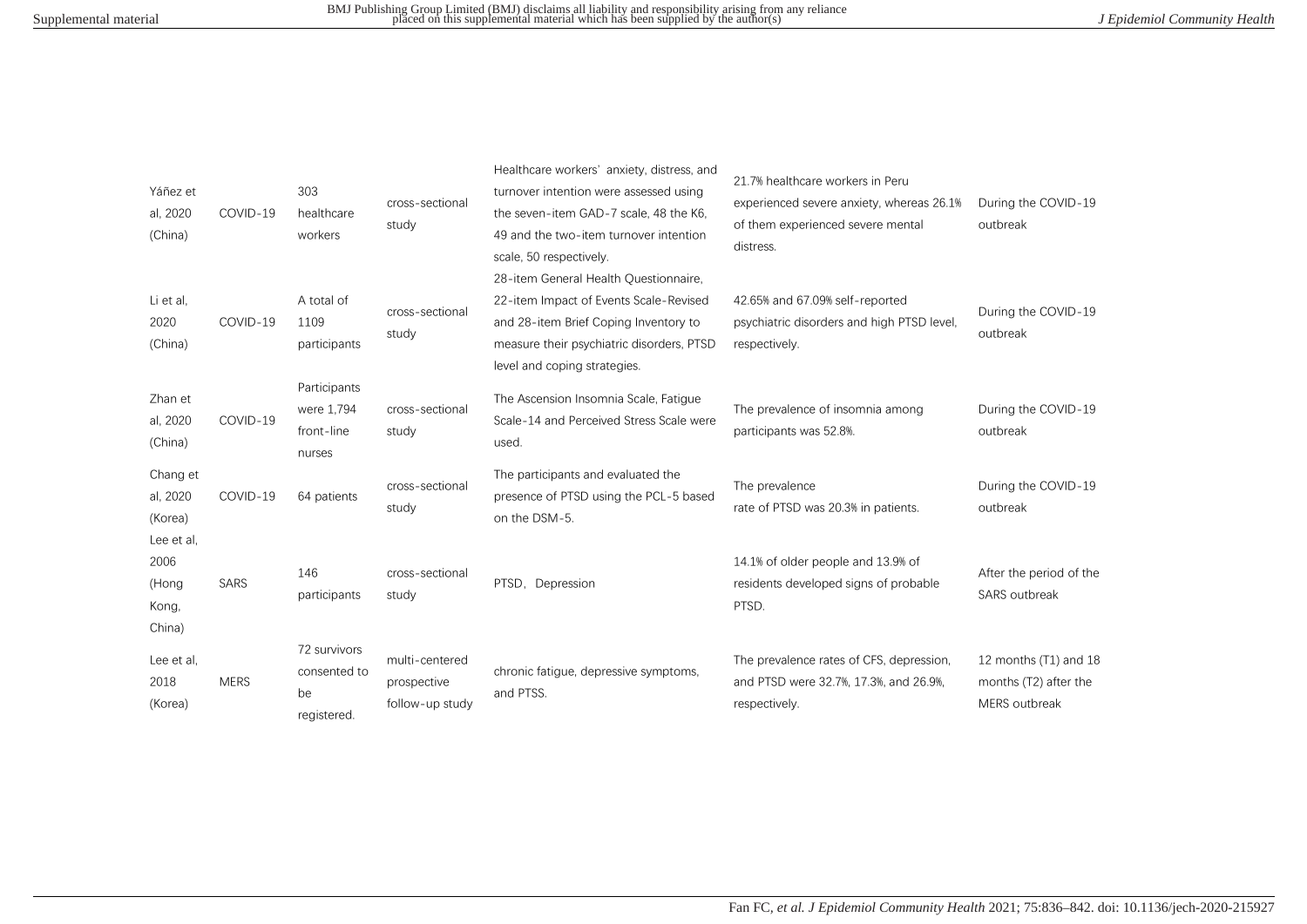| | | | | | | |
|---|---|---|---|---|---|---|
| Yáñez et al, 2020 (China) | COVID-19 | 303 healthcare workers | cross-sectional study | Healthcare workers' anxiety, distress, and turnover intention were assessed using the seven-item GAD-7 scale, 48 the K6, 49 and the two-item turnover intention scale, 50 respectively. | 21.7% healthcare workers in Peru experienced severe anxiety, whereas 26.1% of them experienced severe mental distress. | During the COVID-19 outbreak |
| Li et al, 2020 (China) | COVID-19 | A total of 1109 participants | cross-sectional study | 28-item General Health Questionnaire, 22-item Impact of Events Scale-Revised and 28-item Brief Coping Inventory to measure their psychiatric disorders, PTSD level and coping strategies. | 42.65% and 67.09% self-reported psychiatric disorders and high PTSD level, respectively. | During the COVID-19 outbreak |
| Zhan et al, 2020 (China) | COVID-19 | Participants were 1,794 front-line nurses | cross-sectional study | The Ascension Insomnia Scale, Fatigue Scale-14 and Perceived Stress Scale were used. | The prevalence of insomnia among participants was 52.8%. | During the COVID-19 outbreak |
| Chang et al, 2020 (Korea) | COVID-19 | 64 patients | cross-sectional study | The participants and evaluated the presence of PTSD using the PCL-5 based on the DSM-5. | The prevalence rate of PTSD was 20.3% in patients. | During the COVID-19 outbreak |
| Lee et al, 2006 (Hong Kong, China) | SARS | 146 participants | cross-sectional study | PTSD, Depression | 14.1% of older people and 13.9% of residents developed signs of probable PTSD. | After the period of the SARS outbreak |
| Lee et al, 2018 (Korea) | MERS | 72 survivors consented to be registered. | multi-centered prospective follow-up study | chronic fatigue, depressive symptoms, and PTSS. | The prevalence rates of CFS, depression, and PTSD were 32.7%, 17.3%, and 26.9%, respectively. | 12 months (T1) and 18 months (T2) after the MERS outbreak |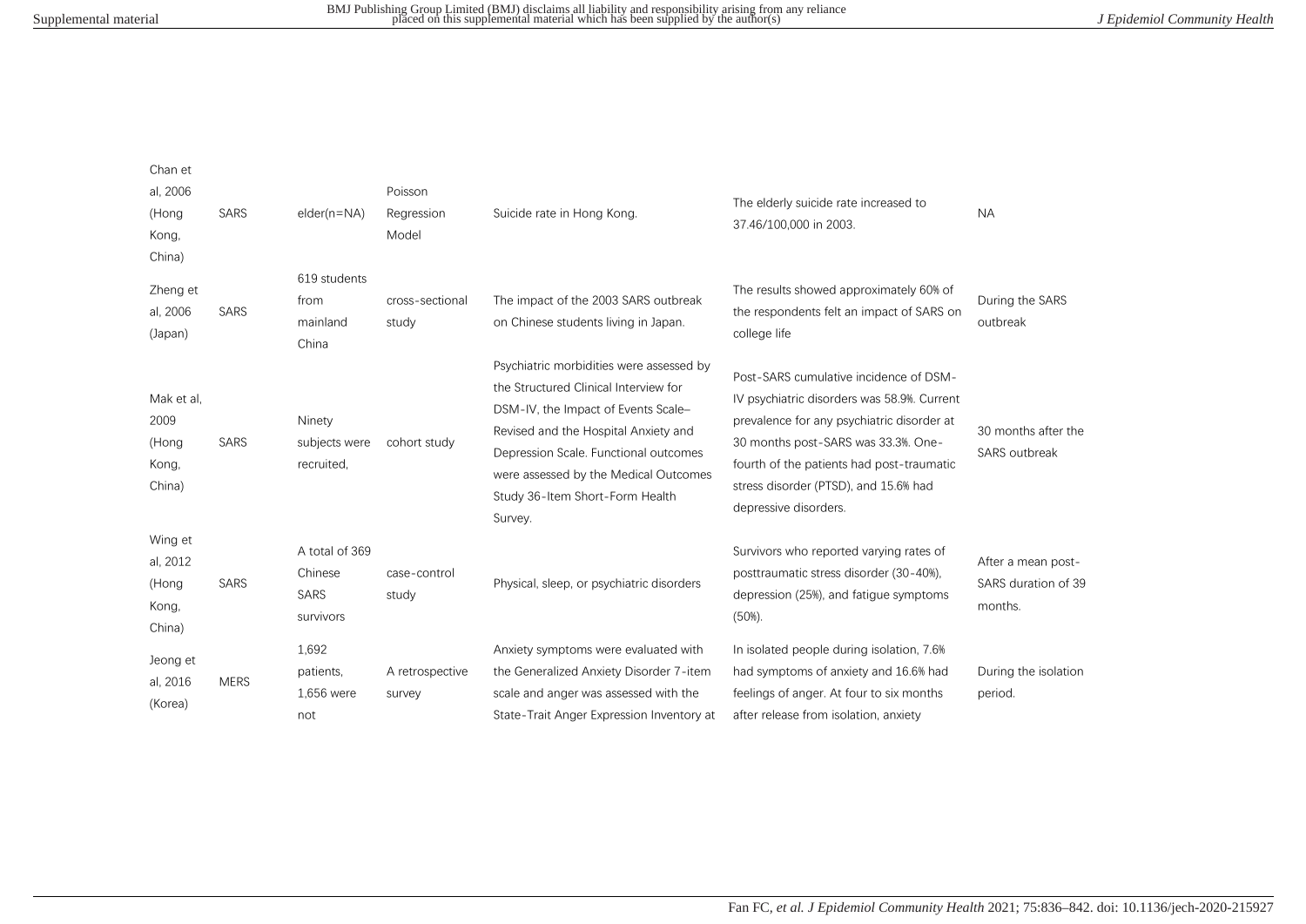| | | | | | | |
|---|---|---|---|---|---|---|
| Chan et al, 2006 (Hong Kong, China) | SARS | elder(n=NA) | Poisson Regression Model | Suicide rate in Hong Kong. | The elderly suicide rate increased to 37.46/100,000 in 2003. | NA |
| Zheng et al, 2006 (Japan) | SARS | 619 students from mainland China | cross-sectional study | The impact of the 2003 SARS outbreak on Chinese students living in Japan. | The results showed approximately 60% of the respondents felt an impact of SARS on college life | During the SARS outbreak |
| Mak et al, 2009 (Hong Kong, China) | SARS | Ninety subjects were recruited, | cohort study | Psychiatric morbidities were assessed by the Structured Clinical Interview for DSM-IV, the Impact of Events Scale–Revised and the Hospital Anxiety and Depression Scale. Functional outcomes were assessed by the Medical Outcomes Study 36-Item Short-Form Health Survey. | Post-SARS cumulative incidence of DSM-IV psychiatric disorders was 58.9%. Current prevalence for any psychiatric disorder at 30 months post-SARS was 33.3%. One-fourth of the patients had post-traumatic stress disorder (PTSD), and 15.6% had depressive disorders. | 30 months after the SARS outbreak |
| Wing et al, 2012 (Hong Kong, China) | SARS | A total of 369 Chinese SARS survivors | case-control study | Physical, sleep, or psychiatric disorders | Survivors who reported varying rates of posttraumatic stress disorder (30-40%), depression (25%), and fatigue symptoms (50%). | After a mean post-SARS duration of 39 months. |
| Jeong et al, 2016 (Korea) | MERS | 1,692 patients, 1,656 were not | A retrospective survey | Anxiety symptoms were evaluated with the Generalized Anxiety Disorder 7-item scale and anger was assessed with the State-Trait Anger Expression Inventory at | In isolated people during isolation, 7.6% had symptoms of anxiety and 16.6% had feelings of anger. At four to six months after release from isolation, anxiety | During the isolation period. |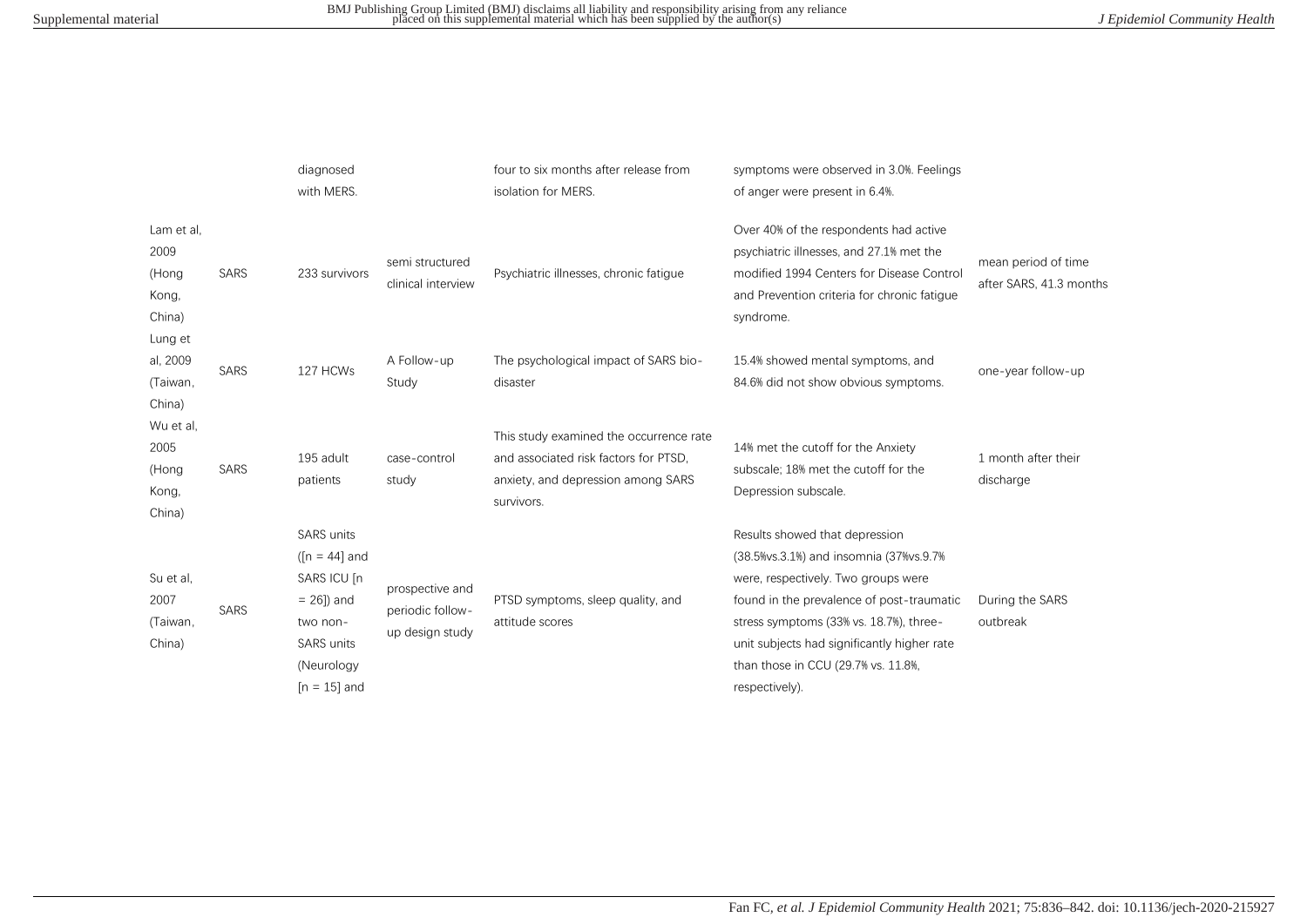| | | | | | | |
|---|---|---|---|---|---|---|
| | | diagnosed with MERS. | | four to six months after release from isolation for MERS. | symptoms were observed in 3.0%. Feelings of anger were present in 6.4%. | |
| Lam et al, 2009 (Hong Kong, China) | SARS | 233 survivors | semi structured clinical interview | Psychiatric illnesses, chronic fatigue | Over 40% of the respondents had active psychiatric illnesses, and 27.1% met the modified 1994 Centers for Disease Control and Prevention criteria for chronic fatigue syndrome. | mean period of time after SARS, 41.3 months |
| Lung et al, 2009 (Taiwan, China) | SARS | 127 HCWs | A Follow-up Study | The psychological impact of SARS bio-disaster | 15.4% showed mental symptoms, and 84.6% did not show obvious symptoms. | one-year follow-up |
| Wu et al, 2005 (Hong Kong, China) | SARS | 195 adult patients | case-control study | This study examined the occurrence rate and associated risk factors for PTSD, anxiety, and depression among SARS survivors. | 14% met the cutoff for the Anxiety subscale; 18% met the cutoff for the Depression subscale. | 1 month after their discharge |
| Su et al, 2007 (Taiwan, China) | SARS | SARS units ([n = 44] and SARS ICU [n = 26]) and two non-SARS units (Neurology [n = 15] and | prospective and periodic follow-up design study | PTSD symptoms, sleep quality, and attitude scores | Results showed that depression (38.5%vs.3.1%) and insomnia (37%vs.9.7% were, respectively. Two groups were found in the prevalence of post-traumatic stress symptoms (33% vs. 18.7%), three-unit subjects had significantly higher rate than those in CCU (29.7% vs. 11.8%, respectively). | During the SARS outbreak |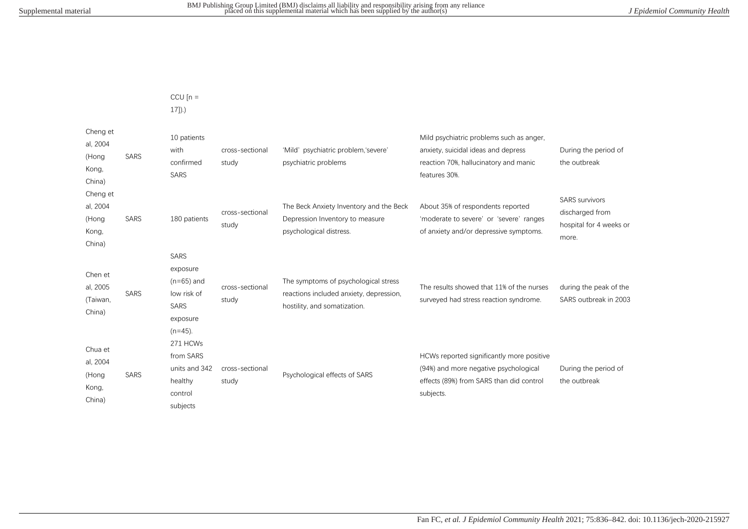| | | | | | | |
|---|---|---|---|---|---|---|
| | | CCU [n = 17]).) | | | | |
| Cheng et al, 2004 (Hong Kong, China) | SARS | 10 patients with confirmed SARS | cross-sectional study | 'Mild' psychiatric problem,'severe' psychiatric problems | Mild psychiatric problems such as anger, anxiety, suicidal ideas and depress reaction 70%, hallucinatory and manic features 30%. | During the period of the outbreak |
| Cheng et al, 2004 (Hong Kong, China) | SARS | 180 patients | cross-sectional study | The Beck Anxiety Inventory and the Beck Depression Inventory to measure psychological distress. | About 35% of respondents reported 'moderate to severe' or 'severe' ranges of anxiety and/or depressive symptoms. | SARS survivors discharged from hospital for 4 weeks or more. |
| Chen et al, 2005 (Taiwan, China) | SARS | SARS exposure (n=65) and low risk of SARS exposure (n=45). | cross-sectional study | The symptoms of psychological stress reactions included anxiety, depression, hostility, and somatization. | The results showed that 11% of the nurses surveyed had stress reaction syndrome. | during the peak of the SARS outbreak in 2003 |
| Chua et al, 2004 (Hong Kong, China) | SARS | 271 HCWs from SARS units and 342 healthy control subjects | cross-sectional study | Psychological effects of SARS | HCWs reported significantly more positive (94%) and more negative psychological effects (89%) from SARS than did control subjects. | During the period of the outbreak |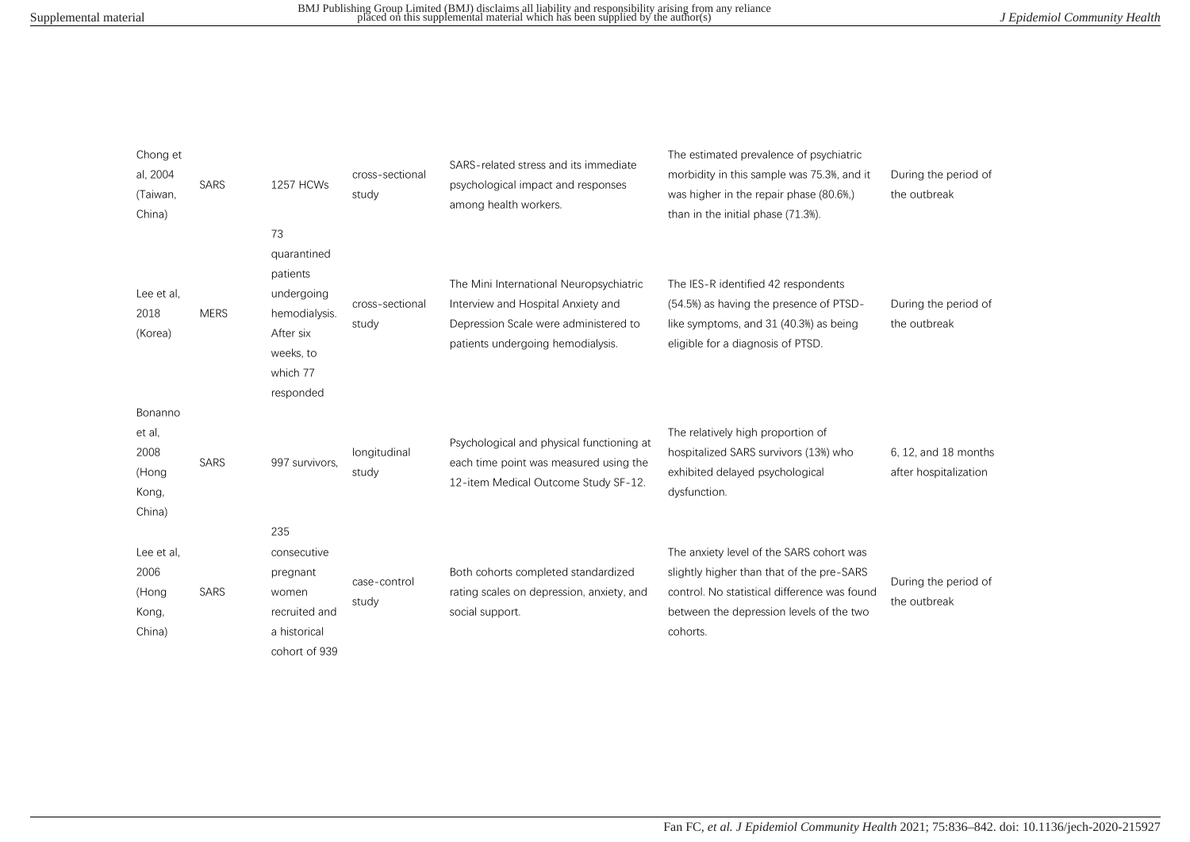| | | | | | | |
|---|---|---|---|---|---|---|
| Chong et al, 2004 (Taiwan, China) | SARS | 1257 HCWs | cross-sectional study | SARS-related stress and its immediate psychological impact and responses among health workers. | The estimated prevalence of psychiatric morbidity in this sample was 75.3%, and it was higher in the repair phase (80.6%,) than in the initial phase (71.3%). | During the period of the outbreak |
| Lee et al, 2018 (Korea) | MERS | 73 quarantined patients undergoing hemodialysis. After six weeks, to which 77 responded | cross-sectional study | The Mini International Neuropsychiatric Interview and Hospital Anxiety and Depression Scale were administered to patients undergoing hemodialysis. | The IES-R identified 42 respondents (54.5%) as having the presence of PTSD-like symptoms, and 31 (40.3%) as being eligible for a diagnosis of PTSD. | During the period of the outbreak |
| Bonanno et al, 2008 (Hong Kong, China) | SARS | 997 survivors, | longitudinal study | Psychological and physical functioning at each time point was measured using the 12-item Medical Outcome Study SF-12. | The relatively high proportion of hospitalized SARS survivors (13%) who exhibited delayed psychological dysfunction. | 6, 12, and 18 months after hospitalization |
| Lee et al, 2006 (Hong Kong, China) | SARS | 235 consecutive pregnant women recruited and a historical cohort of 939 | case-control study | Both cohorts completed standardized rating scales on depression, anxiety, and social support. | The anxiety level of the SARS cohort was slightly higher than that of the pre-SARS control. No statistical difference was found between the depression levels of the two cohorts. | During the period of the outbreak |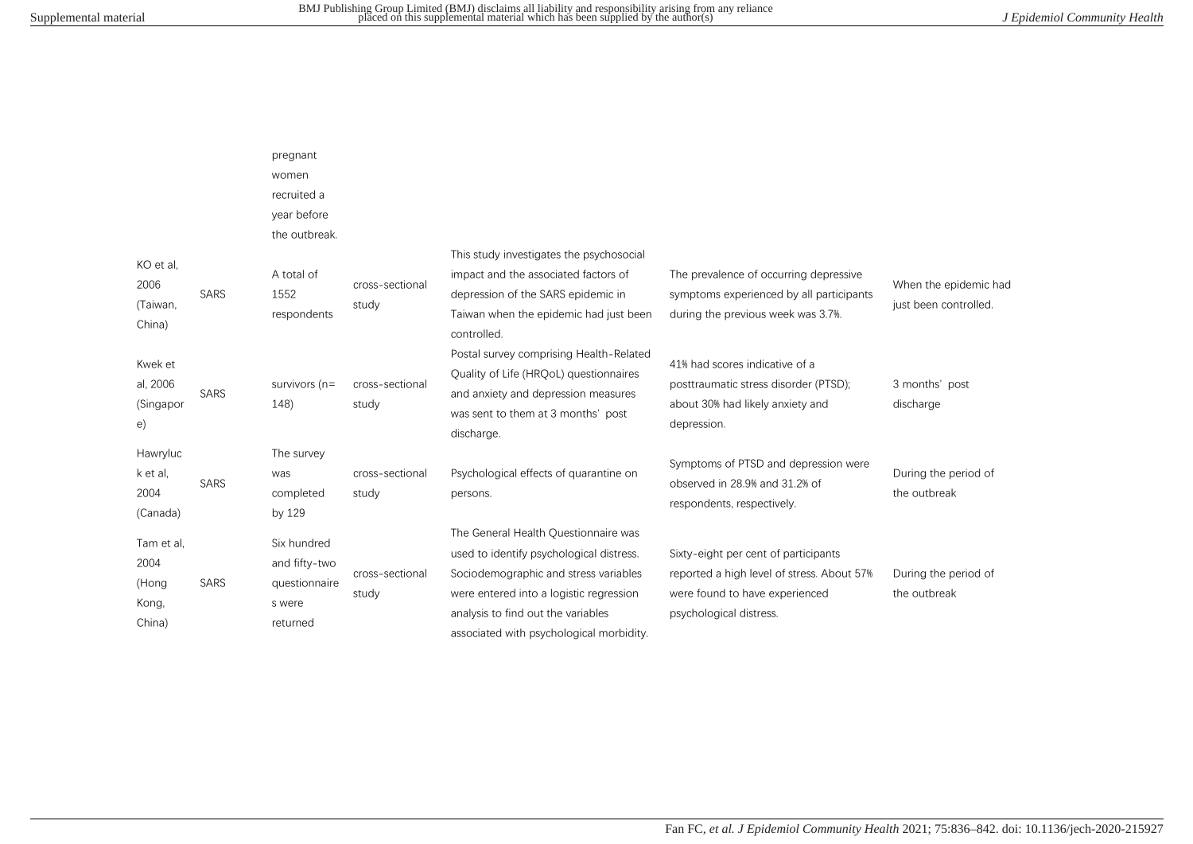| | | | | | | |
|---|---|---|---|---|---|---|
| | | pregnant women recruited a year before the outbreak. | | | | |
| KO et al, 2006 (Taiwan, China) | SARS | A total of 1552 respondents | cross-sectional study | This study investigates the psychosocial impact and the associated factors of depression of the SARS epidemic in Taiwan when the epidemic had just been controlled. | The prevalence of occurring depressive symptoms experienced by all participants during the previous week was 3.7%. | When the epidemic had just been controlled. |
| Kwek et al, 2006 (Singapore) | SARS | survivors (n= 148) | cross-sectional study | Postal survey comprising Health-Related Quality of Life (HRQoL) questionnaires and anxiety and depression measures was sent to them at 3 months' post discharge. | 41% had scores indicative of a posttraumatic stress disorder (PTSD); about 30% had likely anxiety and depression. | 3 months' post discharge |
| Hawryluck et al, 2004 (Canada) | SARS | The survey was completed by 129 | cross-sectional study | Psychological effects of quarantine on persons. | Symptoms of PTSD and depression were observed in 28.9% and 31.2% of respondents, respectively. | During the period of the outbreak |
| Tam et al, 2004 (Hong Kong, China) | SARS | Six hundred and fifty-two questionnaires were returned | cross-sectional study | The General Health Questionnaire was used to identify psychological distress. Sociodemographic and stress variables were entered into a logistic regression analysis to find out the variables associated with psychological morbidity. | Sixty-eight per cent of participants reported a high level of stress. About 57% were found to have experienced psychological distress. | During the period of the outbreak |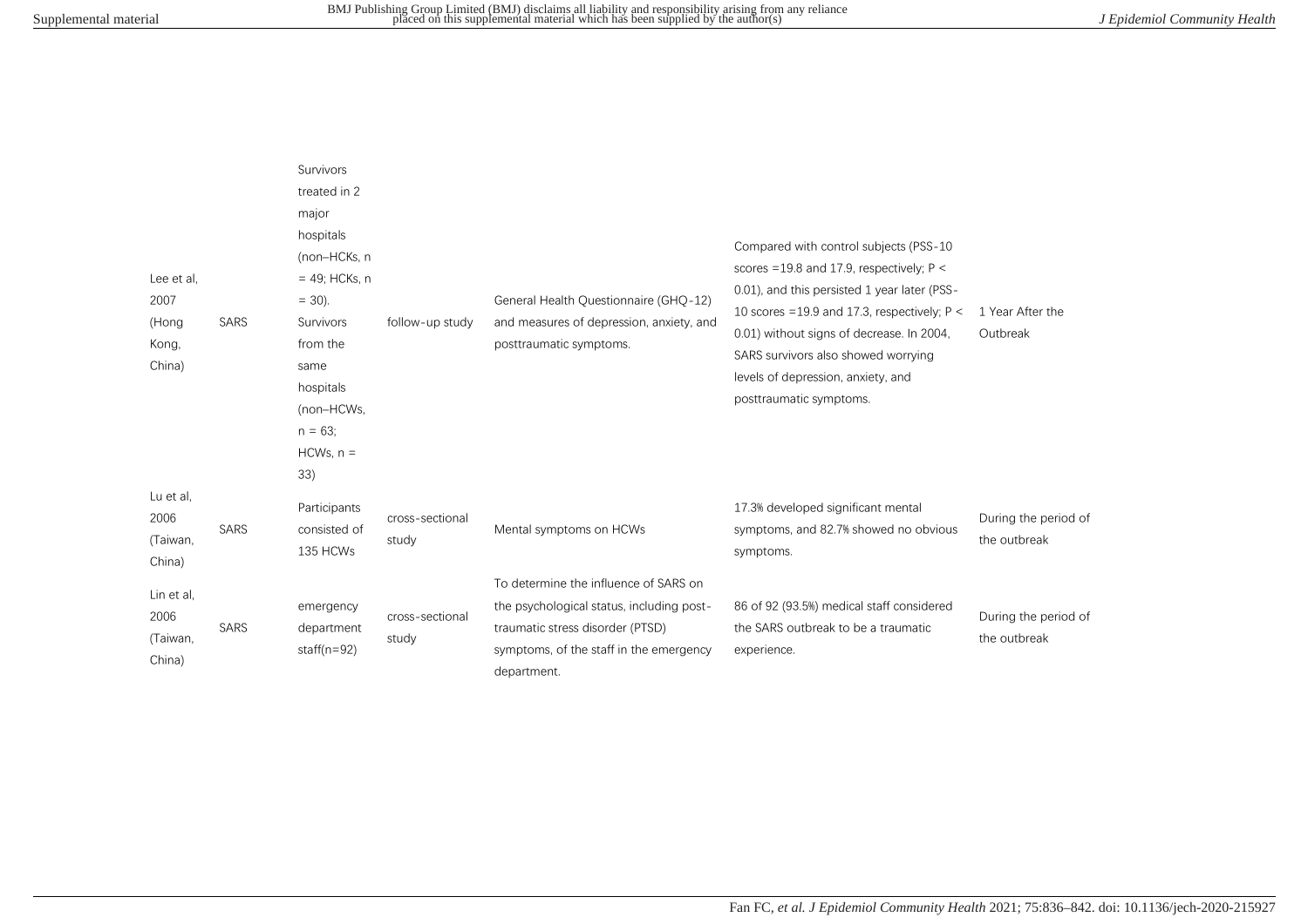| | | | | | | |
|---|---|---|---|---|---|---|
| Lee et al, 2007 (Hong Kong, China) | SARS | Survivors treated in 2 major hospitals (non–HCKs, n = 49; HCKs, n = 30). Survivors from the same hospitals (non–HCWs, n = 63; HCWs, n = 33) | follow-up study | General Health Questionnaire (GHQ-12) and measures of depression, anxiety, and posttraumatic symptoms. | Compared with control subjects (PSS-10 scores =19.8 and 17.9, respectively; P < 0.01), and this persisted 1 year later (PSS-10 scores =19.9 and 17.3, respectively; P < 0.01) without signs of decrease. In 2004, SARS survivors also showed worrying levels of depression, anxiety, and posttraumatic symptoms. | 1 Year After the Outbreak |
| Lu et al, 2006 (Taiwan, China) | SARS | Participants consisted of 135 HCWs | cross-sectional study | Mental symptoms on HCWs | 17.3% developed significant mental symptoms, and 82.7% showed no obvious symptoms. | During the period of the outbreak |
| Lin et al, 2006 (Taiwan, China) | SARS | emergency department staff(n=92) | cross-sectional study | To determine the influence of SARS on the psychological status, including post-traumatic stress disorder (PTSD) symptoms, of the staff in the emergency department. | 86 of 92 (93.5%) medical staff considered the SARS outbreak to be a traumatic experience. | During the period of the outbreak |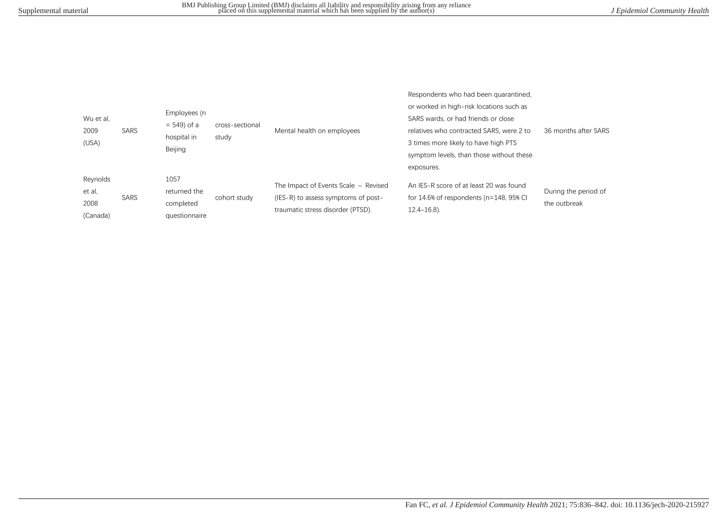| | | | | | | |
|---|---|---|---|---|---|---|
| Wu et al, 2009 (USA) | SARS | Employees (n = 549) of a hospital in Beijing | cross-sectional study | Mental health on employees | Respondents who had been quarantined, or worked in high-risk locations such as SARS wards, or had friends or close relatives who contracted SARS, were 2 to 3 times more likely to have high PTS symptom levels, than those without these exposures. | 36 months after SARS |
| Reynolds et al, 2008 (Canada) | SARS | 1057 returned the completed questionnaire | cohort study | The Impact of Events Scale – Revised (IES-R) to assess symptoms of post-traumatic stress disorder (PTSD). | An IES-R score of at least 20 was found for 14.6% of respondents (n=148, 95% CI 12.4–16.8). | During the period of the outbreak |